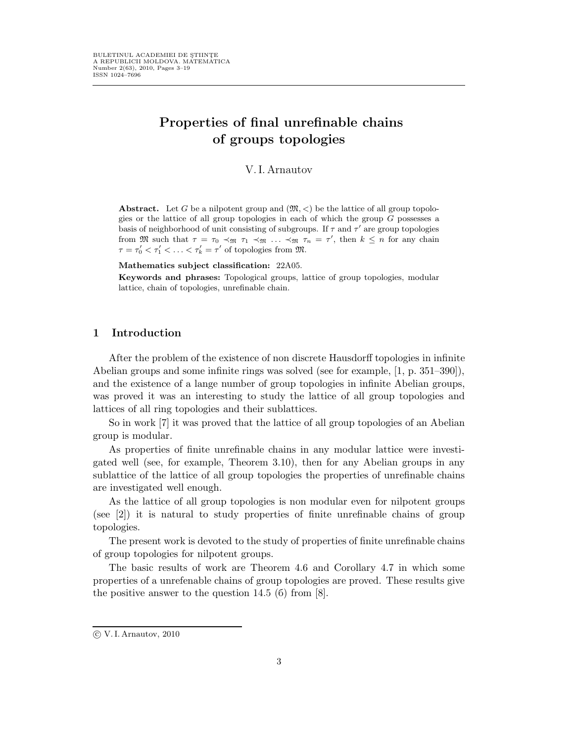# Properties of final unrefinable chains of groups topologies

V. I. Arnautov

**Abstract.** Let $G$ be a nilpotent group and $(\mathfrak{M}, <)$ be the lattice of all group topologies or the lattice of all group topologies in each of which the group $G$ possesses a basis of neighborhood of unit consisting of subgroups. If $\tau$ and $\tau'$ are group topologies from $\mathfrak{M}$ such that $\tau = \tau_0 \prec_{\mathfrak{M}} \tau_1 \prec_{\mathfrak{M}} \ldots \prec_{\mathfrak{M}} \tau_n = \tau'$, then $k \leq n$ for any chain $\tau = \tau'_0 < \tau'_1 < \ldots < \tau'_k = \tau'$ of topologies from $\mathfrak{M}$.

**Mathematics subject classification:** 22A05.

**Keywords and phrases:** Topological groups, lattice of group topologies, modular lattice, chain of topologies, unrefinable chain.

## 1 Introduction

After the problem of the existence of non discrete Hausdorff topologies in infinite Abelian groups and some infinite rings was solved (see for example, [1, p. 351–390]), and the existence of a lange number of group topologies in infinite Abelian groups, was proved it was an interesting to study the lattice of all group topologies and lattices of all ring topologies and their sublattices.

So in work [7] it was proved that the lattice of all group topologies of an Abelian group is modular.

As properties of finite unrefinable chains in any modular lattice were investigated well (see, for example, Theorem 3.10), then for any Abelian groups in any sublattice of the lattice of all group topologies the properties of unrefinable chains are investigated well enough.

As the lattice of all group topologies is non modular even for nilpotent groups (see [2]) it is natural to study properties of finite unrefinable chains of group topologies.

The present work is devoted to the study of properties of finite unrefinable chains of group topologies for nilpotent groups.

The basic results of work are Theorem 4.6 and Corollary 4.7 in which some properties of a unrefenable chains of group topologies are proved. These results give the positive answer to the question 14.5 (6) from [8].

---

© V. I. Arnautov, 2010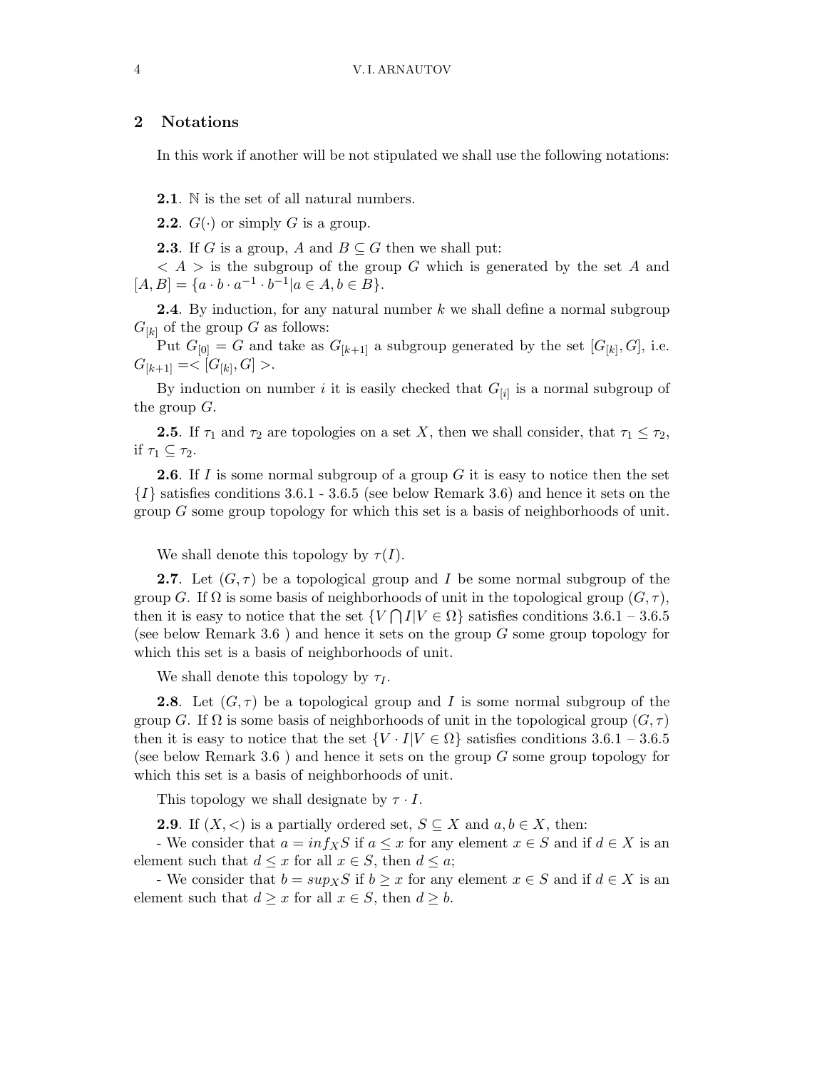## 2 Notations

In this work if another will be not stipulated we shall use the following notations:

**2.1**. $\mathbb{N}$ is the set of all natural numbers.

**2.2**. $G(\cdot)$ or simply $G$ is a group.

**2.3**. If $G$ is a group, $A$ and $B \subseteq G$ then we shall put:

$< A >$ is the subgroup of the group $G$ which is generated by the set $A$ and $[A, B] = \{a \cdot b \cdot a^{-1} \cdot b^{-1} | a \in A, b \in B\}$.

**2.4**. By induction, for any natural number $k$ we shall define a normal subgroup $G_{[k]}$ of the group $G$ as follows:

Put $G_{[0]} = G$ and take as $G_{[k+1]}$ a subgroup generated by the set $[G_{[k]}, G]$, i.e. $G_{[k+1]} =< [G_{[k]}, G] >$.

By induction on number $i$ it is easily checked that $G_{[i]}$ is a normal subgroup of the group $G$.

**2.5**. If $\tau_1$ and $\tau_2$ are topologies on a set $X$, then we shall consider, that $\tau_1 \leq \tau_2$, if $\tau_1 \subseteq \tau_2$.

**2.6**. If $I$ is some normal subgroup of a group $G$ it is easy to notice then the set $\{I\}$ satisfies conditions 3.6.1 - 3.6.5 (see below Remark 3.6) and hence it sets on the group $G$ some group topology for which this set is a basis of neighborhoods of unit.

We shall denote this topology by $\tau(I)$.

**2.7**. Let $(G, \tau)$ be a topological group and $I$ be some normal subgroup of the group $G$. If $\Omega$ is some basis of neighborhoods of unit in the topological group $(G, \tau)$, then it is easy to notice that the set $\{V \bigcap I | V \in \Omega\}$ satisfies conditions 3.6.1 – 3.6.5 (see below Remark 3.6 ) and hence it sets on the group $G$ some group topology for which this set is a basis of neighborhoods of unit.

We shall denote this topology by $\tau_I$.

**2.8**. Let $(G, \tau)$ be a topological group and $I$ is some normal subgroup of the group $G$. If $\Omega$ is some basis of neighborhoods of unit in the topological group $(G, \tau)$ then it is easy to notice that the set $\{V \cdot I | V \in \Omega\}$ satisfies conditions 3.6.1 – 3.6.5 (see below Remark 3.6 ) and hence it sets on the group $G$ some group topology for which this set is a basis of neighborhoods of unit.

This topology we shall designate by $\tau \cdot I$.

**2.9**. If $(X, <)$ is a partially ordered set, $S \subseteq X$ and $a, b \in X$, then:

- We consider that $a = inf_X S$ if $a \leq x$ for any element $x \in S$ and if $d \in X$ is an element such that $d \leq x$ for all $x \in S$, then $d \leq a$;

- We consider that $b = sup_X S$ if $b \geq x$ for any element $x \in S$ and if $d \in X$ is an element such that $d \geq x$ for all $x \in S$, then $d \geq b$.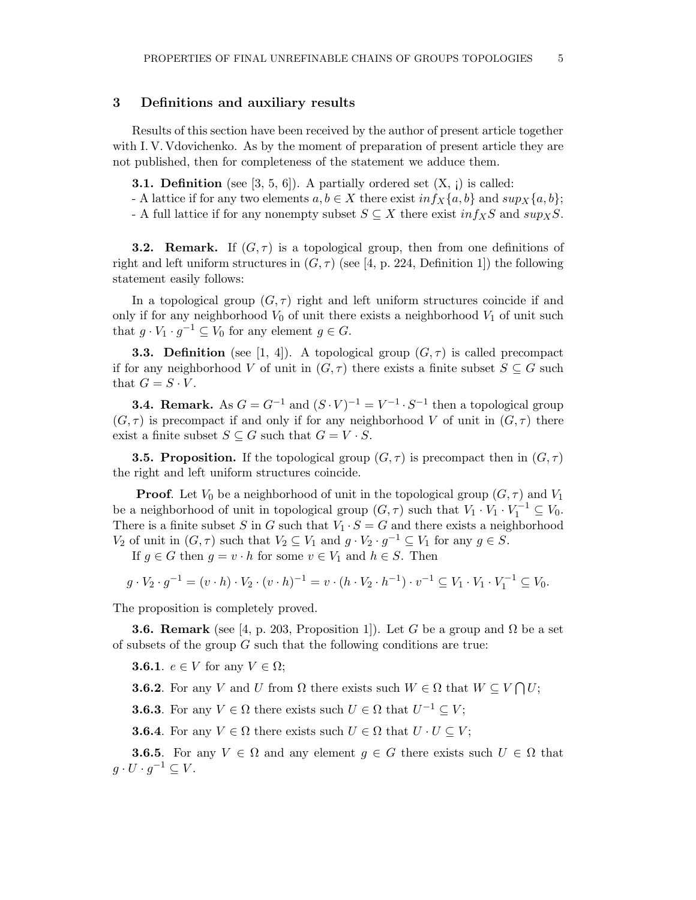## 3 Definitions and auxiliary results

Results of this section have been received by the author of present article together with I. V. Vdovichenko. As by the moment of preparation of present article they are not published, then for completeness of the statement we adduce them.

**3.1. Definition** (see [3, 5, 6]). A partially ordered set (X, ¡) is called:

- A lattice if for any two elements $a, b \in X$ there exist $inf_X\{a, b\}$ and $sup_X\{a, b\}$;
- A full lattice if for any nonempty subset $S \subseteq X$ there exist $inf_X S$ and $sup_X S$.

**3.2. Remark.** If $(G, \tau)$ is a topological group, then from one definitions of right and left uniform structures in $(G, \tau)$ (see [4, p. 224, Definition 1]) the following statement easily follows:

In a topological group $(G, \tau)$ right and left uniform structures coincide if and only if for any neighborhood $V_0$ of unit there exists a neighborhood $V_1$ of unit such that $g \cdot V_1 \cdot g^{-1} \subseteq V_0$ for any element $g \in G$.

**3.3. Definition** (see [1, 4]). A topological group $(G, \tau)$ is called precompact if for any neighborhood $V$ of unit in $(G, \tau)$ there exists a finite subset $S \subseteq G$ such that $G = S \cdot V$.

**3.4. Remark.** As $G = G^{-1}$ and $(S \cdot V)^{-1} = V^{-1} \cdot S^{-1}$ then a topological group $(G, \tau)$ is precompact if and only if for any neighborhood $V$ of unit in $(G, \tau)$ there exist a finite subset $S \subseteq G$ such that $G = V \cdot S$.

**3.5. Proposition.** If the topological group $(G, \tau)$ is precompact then in $(G, \tau)$ the right and left uniform structures coincide.

**Proof**. Let $V_0$ be a neighborhood of unit in the topological group $(G, \tau)$ and $V_1$ be a neighborhood of unit in topological group $(G, \tau)$ such that $V_1 \cdot V_1 \cdot V_1^{-1} \subseteq V_0$. There is a finite subset $S$ in $G$ such that $V_1 \cdot S = G$ and there exists a neighborhood $V_2$ of unit in $(G, \tau)$ such that $V_2 \subseteq V_1$ and $g \cdot V_2 \cdot g^{-1} \subseteq V_1$ for any $g \in S$.

If $g \in G$ then $g = v \cdot h$ for some $v \in V_1$ and $h \in S$. Then

$$g \cdot V_2 \cdot g^{-1} = (v \cdot h) \cdot V_2 \cdot (v \cdot h)^{-1} = v \cdot (h \cdot V_2 \cdot h^{-1}) \cdot v^{-1} \subseteq V_1 \cdot V_1 \cdot V_1^{-1} \subseteq V_0.$$

The proposition is completely proved.

**3.6. Remark** (see [4, p. 203, Proposition 1]). Let $G$ be a group and $\Omega$ be a set of subsets of the group $G$ such that the following conditions are true:

**3.6.1**. $e \in V$ for any $V \in \Omega$;

**3.6.2**. For any $V$ and $U$ from $\Omega$ there exists such $W \in \Omega$ that $W \subseteq V \bigcap U$;

**3.6.3**. For any $V \in \Omega$ there exists such $U \in \Omega$ that $U^{-1} \subseteq V$;

**3.6.4**. For any $V \in \Omega$ there exists such $U \in \Omega$ that $U \cdot U \subseteq V$;

**3.6.5**. For any $V \in \Omega$ and any element $g \in G$ there exists such $U \in \Omega$ that $g \cdot U \cdot g^{-1} \subseteq V$.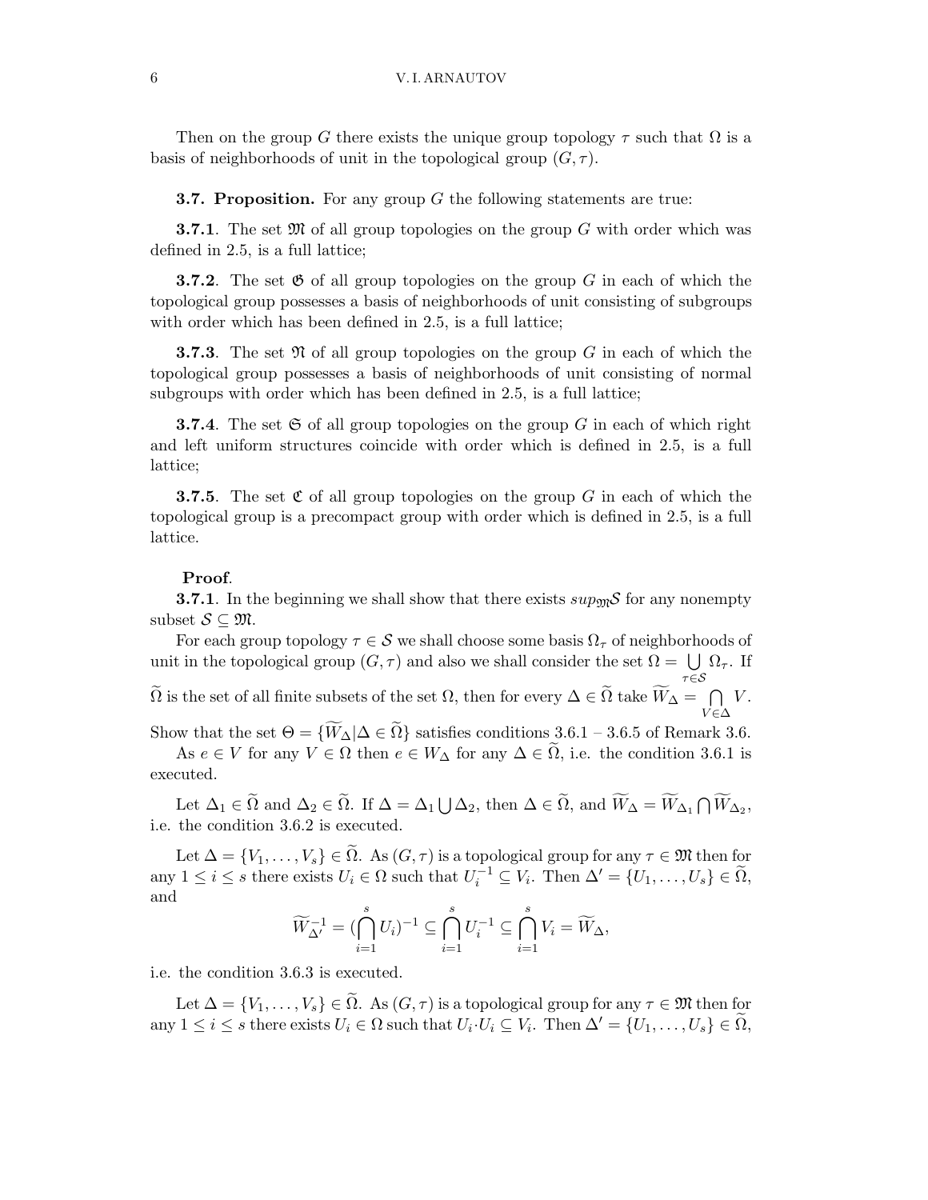Then on the group $G$ there exists the unique group topology $\tau$ such that $\Omega$ is a basis of neighborhoods of unit in the topological group $(G, \tau)$.

**3.7. Proposition.** For any group $G$ the following statements are true:

**3.7.1**. The set $\mathfrak{M}$ of all group topologies on the group $G$ with order which was defined in 2.5, is a full lattice;

**3.7.2**. The set $\mathfrak{G}$ of all group topologies on the group $G$ in each of which the topological group possesses a basis of neighborhoods of unit consisting of subgroups with order which has been defined in 2.5, is a full lattice;

**3.7.3**. The set $\mathfrak{N}$ of all group topologies on the group $G$ in each of which the topological group possesses a basis of neighborhoods of unit consisting of normal subgroups with order which has been defined in 2.5, is a full lattice;

**3.7.4**. The set $\mathfrak{S}$ of all group topologies on the group $G$ in each of which right and left uniform structures coincide with order which is defined in 2.5, is a full lattice;

**3.7.5**. The set $\mathfrak{C}$ of all group topologies on the group $G$ in each of which the topological group is a precompact group with order which is defined in 2.5, is a full lattice.

**Proof**.

**3.7.1**. In the beginning we shall show that there exists $sup_{\mathfrak{M}}\mathcal{S}$ for any nonempty subset $\mathcal{S} \subseteq \mathfrak{M}$.

For each group topology $\tau \in \mathcal{S}$ we shall choose some basis $\Omega_\tau$ of neighborhoods of unit in the topological group $(G, \tau)$ and also we shall consider the set $\Omega = \bigcup\limits_{\tau \in \mathcal{S}} \Omega_\tau$. If $\widetilde{\Omega}$ is the set of all finite subsets of the set $\Omega$, then for every $\Delta \in \widetilde{\Omega}$ take $\widetilde{W}_\Delta = \bigcap\limits_{V \in \Delta} V$. Show that the set $\Theta = \{\widetilde{W}_\Delta | \Delta \in \widetilde{\Omega}\}$ satisfies conditions 3.6.1 – 3.6.5 of Remark 3.6.

As $e \in V$ for any $V \in \Omega$ then $e \in W_\Delta$ for any $\Delta \in \widetilde{\Omega}$, i.e. the condition 3.6.1 is executed.

Let $\Delta_1 \in \widetilde{\Omega}$ and $\Delta_2 \in \widetilde{\Omega}$. If $\Delta = \Delta_1 \bigcup \Delta_2$, then $\Delta \in \widetilde{\Omega}$, and $\widetilde{W}_\Delta = \widetilde{W}_{\Delta_1} \bigcap \widetilde{W}_{\Delta_2}$, i.e. the condition 3.6.2 is executed.

Let $\Delta = \{V_1, \ldots, V_s\} \in \widetilde{\Omega}$. As $(G, \tau)$ is a topological group for any $\tau \in \mathfrak{M}$ then for any $1 \leq i \leq s$ there exists $U_i \in \Omega$ such that $U_i^{-1} \subseteq V_i$. Then $\Delta' = \{U_1, \ldots, U_s\} \in \widetilde{\Omega}$, and

$$\widetilde{W}_{\Delta'}^{-1} = (\bigcap_{i=1}^{s} U_i)^{-1} \subseteq \bigcap_{i=1}^{s} U_i^{-1} \subseteq \bigcap_{i=1}^{s} V_i = \widetilde{W}_\Delta,$$

i.e. the condition 3.6.3 is executed.

Let $\Delta = \{V_1, \ldots, V_s\} \in \widetilde{\Omega}$. As $(G, \tau)$ is a topological group for any $\tau \in \mathfrak{M}$ then for any $1 \leq i \leq s$ there exists $U_i \in \Omega$ such that $U_i \cdot U_i \subseteq V_i$. Then $\Delta' = \{U_1, \ldots, U_s\} \in \widetilde{\Omega}$,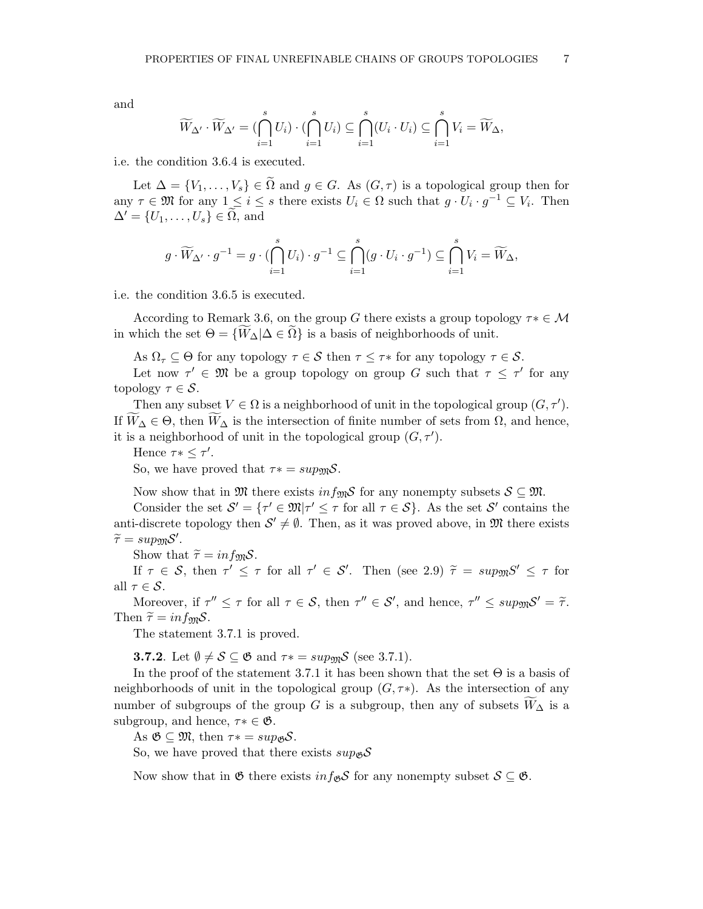and

$$\widetilde{W}_{\Delta'} \cdot \widetilde{W}_{\Delta'} = (\bigcap_{i=1}^{s} U_i) \cdot (\bigcap_{i=1}^{s} U_i) \subseteq \bigcap_{i=1}^{s} (U_i \cdot U_i) \subseteq \bigcap_{i=1}^{s} V_i = \widetilde{W}_{\Delta},$$

i.e. the condition 3.6.4 is executed.

Let $\Delta = \{V_1, \ldots, V_s\} \in \widetilde{\Omega}$ and $g \in G$. As $(G, \tau)$ is a topological group then for any $\tau \in \mathfrak{M}$ for any $1 \leq i \leq s$ there exists $U_i \in \Omega$ such that $g \cdot U_i \cdot g^{-1} \subseteq V_i$. Then $\Delta' = \{U_1, \ldots, U_s\} \in \widetilde{\Omega}$, and

$$g \cdot \widetilde{W}_{\Delta'} \cdot g^{-1} = g \cdot (\bigcap_{i=1}^{s} U_i) \cdot g^{-1} \subseteq \bigcap_{i=1}^{s} (g \cdot U_i \cdot g^{-1}) \subseteq \bigcap_{i=1}^{s} V_i = \widetilde{W}_{\Delta},$$

i.e. the condition 3.6.5 is executed.

According to Remark 3.6, on the group $G$ there exists a group topology $\tau* \in \mathcal{M}$ in which the set $\Theta = \{\widetilde{W}_{\Delta} | \Delta \in \widetilde{\Omega}\}$ is a basis of neighborhoods of unit.

As $\Omega_\tau \subseteq \Theta$ for any topology $\tau \in \mathcal{S}$ then $\tau \leq \tau*$ for any topology $\tau \in \mathcal{S}$.

Let now $\tau' \in \mathfrak{M}$ be a group topology on group $G$ such that $\tau \leq \tau'$ for any topology $\tau \in \mathcal{S}$.

Then any subset $V \in \Omega$ is a neighborhood of unit in the topological group $(G, \tau')$. If $\widetilde{W}_{\Delta} \in \Theta$, then $\widetilde{W}_{\Delta}$ is the intersection of finite number of sets from $\Omega$, and hence, it is a neighborhood of unit in the topological group $(G, \tau')$.

Hence $\tau* \leq \tau'$.

So, we have proved that $\tau* = sup_{\mathfrak{M}}\mathcal{S}$.

Now show that in $\mathfrak{M}$ there exists $inf_{\mathfrak{M}}\mathcal{S}$ for any nonempty subsets $\mathcal{S} \subseteq \mathfrak{M}$.

Consider the set $\mathcal{S}' = \{\tau' \in \mathfrak{M} | \tau' \leq \tau \text{ for all } \tau \in \mathcal{S}\}$. As the set $\mathcal{S}'$ contains the anti-discrete topology then $\mathcal{S}' \neq \emptyset$. Then, as it was proved above, in $\mathfrak{M}$ there exists $\widetilde{\tau} = sup_{\mathfrak{M}}\mathcal{S}'$.

Show that $\widetilde{\tau} = inf_{\mathfrak{M}}\mathcal{S}$.

If $\tau \in \mathcal{S}$, then $\tau' \leq \tau$ for all $\tau' \in \mathcal{S}'$. Then (see 2.9) $\widetilde{\tau} = sup_{\mathfrak{M}}S' \leq \tau$ for all $\tau \in \mathcal{S}$.

Moreover, if $\tau'' \leq \tau$ for all $\tau \in \mathcal{S}$, then $\tau'' \in \mathcal{S}'$, and hence, $\tau'' \leq sup_{\mathfrak{M}}\mathcal{S}' = \widetilde{\tau}$. Then $\widetilde{\tau} = inf_{\mathfrak{M}}\mathcal{S}$.

The statement 3.7.1 is proved.

**3.7.2**. Let $\emptyset \neq \mathcal{S} \subseteq \mathfrak{G}$ and $\tau* = sup_{\mathfrak{M}}\mathcal{S}$ (see 3.7.1).

In the proof of the statement 3.7.1 it has been shown that the set $\Theta$ is a basis of neighborhoods of unit in the topological group $(G, \tau*)$. As the intersection of any number of subgroups of the group $G$ is a subgroup, then any of subsets $\widetilde{W}_{\Delta}$ is a subgroup, and hence, $\tau* \in \mathfrak{G}$.

As $\mathfrak{G} \subseteq \mathfrak{M}$, then $\tau* = sup_{\mathfrak{G}}\mathcal{S}$.

So, we have proved that there exists $sup_{\mathfrak{G}}\mathcal{S}$

Now show that in $\mathfrak{G}$ there exists $inf_{\mathfrak{G}}\mathcal{S}$ for any nonempty subset $\mathcal{S} \subseteq \mathfrak{G}$.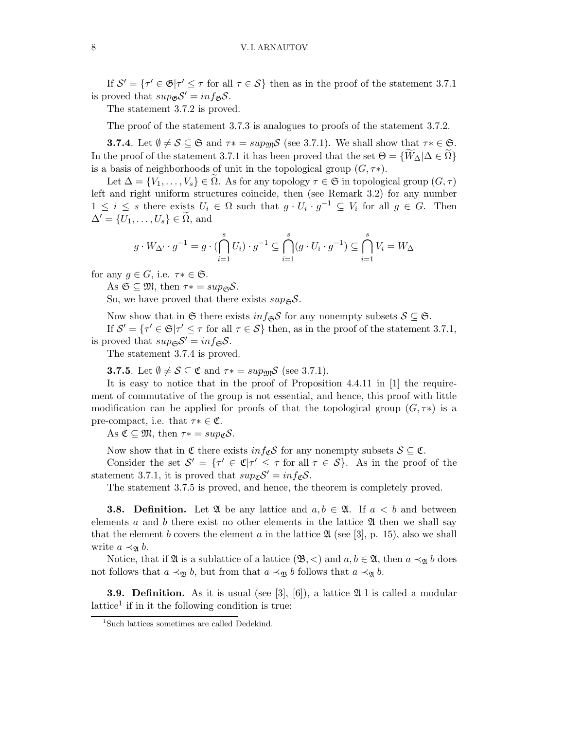If $\mathcal{S}' = \{\tau' \in \mathfrak{G} | \tau' \leq \tau$ for all $\tau \in \mathcal{S}\}$ then as in the proof of the statement 3.7.1 is proved that $sup_{\mathfrak{G}}\mathcal{S}' = inf_{\mathfrak{G}}\mathcal{S}$.

The statement 3.7.2 is proved.

The proof of the statement 3.7.3 is analogues to proofs of the statement 3.7.2.

**3.7.4**. Let $\emptyset \neq \mathcal{S} \subseteq \mathfrak{S}$ and $\tau* = sup_{\mathfrak{M}}\mathcal{S}$ (see 3.7.1). We shall show that $\tau* \in \mathfrak{S}$. In the proof of the statement 3.7.1 it has been proved that the set $\Theta = \{\widetilde{W}_\Delta | \Delta \in \widetilde{\Omega}\}$ is a basis of neighborhoods of unit in the topological group $(G, \tau*)$.

Let $\Delta = \{V_1, \ldots, V_s\} \in \widetilde{\Omega}$. As for any topology $\tau \in \mathfrak{S}$ in topological group $(G, \tau)$ left and right uniform structures coincide, then (see Remark 3.2) for any number $1 \leq i \leq s$ there exists $U_i \in \Omega$ such that $g \cdot U_i \cdot g^{-1} \subseteq V_i$ for all $g \in G$. Then $\Delta' = \{U_1, \ldots, U_s\} \in \widetilde{\Omega}$, and

$$g \cdot W_{\Delta'} \cdot g^{-1} = g \cdot (\bigcap_{i=1}^{s} U_i) \cdot g^{-1} \subseteq \bigcap_{i=1}^{s}(g \cdot U_i \cdot g^{-1}) \subseteq \bigcap_{i=1}^{s} V_i = W_\Delta$$

for any $g \in G$, i.e. $\tau* \in \mathfrak{S}$.

As $\mathfrak{S} \subseteq \mathfrak{M}$, then $\tau* = sup_{\mathfrak{S}}\mathcal{S}$.

So, we have proved that there exists $sup_{\mathfrak{S}}\mathcal{S}$.

Now show that in $\mathfrak{S}$ there exists $inf_{\mathfrak{S}}\mathcal{S}$ for any nonempty subsets $\mathcal{S} \subseteq \mathfrak{S}$.

If $\mathcal{S}' = \{\tau' \in \mathfrak{S} | \tau' \leq \tau$ for all $\tau \in \mathcal{S}\}$ then, as in the proof of the statement 3.7.1, is proved that $sup_{\mathfrak{S}}\mathcal{S}' = inf_{\mathfrak{S}}\mathcal{S}$.

The statement 3.7.4 is proved.

**3.7.5**. Let $\emptyset \neq \mathcal{S} \subseteq \mathfrak{C}$ and $\tau* = sup_{\mathfrak{M}}\mathcal{S}$ (see 3.7.1).

It is easy to notice that in the proof of Proposition 4.4.11 in [1] the requirement of commutative of the group is not essential, and hence, this proof with little modification can be applied for proofs of that the topological group $(G, \tau*)$ is a pre-compact, i.e. that $\tau* \in \mathfrak{C}$.

As $\mathfrak{C} \subseteq \mathfrak{M}$, then $\tau* = sup_{\mathfrak{C}}\mathcal{S}$.

Now show that in $\mathfrak{C}$ there exists $inf_{\mathfrak{C}}\mathcal{S}$ for any nonempty subsets $\mathcal{S} \subseteq \mathfrak{C}$.

Consider the set $\mathcal{S}' = \{\tau' \in \mathfrak{C} | \tau' \leq \tau$ for all $\tau \in \mathcal{S}\}$. As in the proof of the statement 3.7.1, it is proved that $sup_{\mathfrak{C}}\mathcal{S}' = inf_{\mathfrak{C}}\mathcal{S}$.

The statement 3.7.5 is proved, and hence, the theorem is completely proved.

**3.8. Definition.** Let $\mathfrak{A}$ be any lattice and $a, b \in \mathfrak{A}$. If $a < b$ and between elements $a$ and $b$ there exist no other elements in the lattice $\mathfrak{A}$ then we shall say that the element $b$ covers the element $a$ in the lattice $\mathfrak{A}$ (see [3], p. 15), also we shall write $a \prec_{\mathfrak{A}} b$.

Notice, that if $\mathfrak{A}$ is a sublattice of a lattice $(\mathfrak{B}, <)$ and $a, b \in \mathfrak{A}$, then $a \prec_{\mathfrak{A}} b$ does not follows that $a \prec_{\mathfrak{B}} b$, but from that $a \prec_{\mathfrak{B}} b$ follows that $a \prec_{\mathfrak{A}} b$.

**3.9. Definition.** As it is usual (see [3], [6]), a lattice $\mathfrak{A}$ l is called a modular lattice[1] if in it the following condition is true:

[1] Such lattices sometimes are called Dedekind.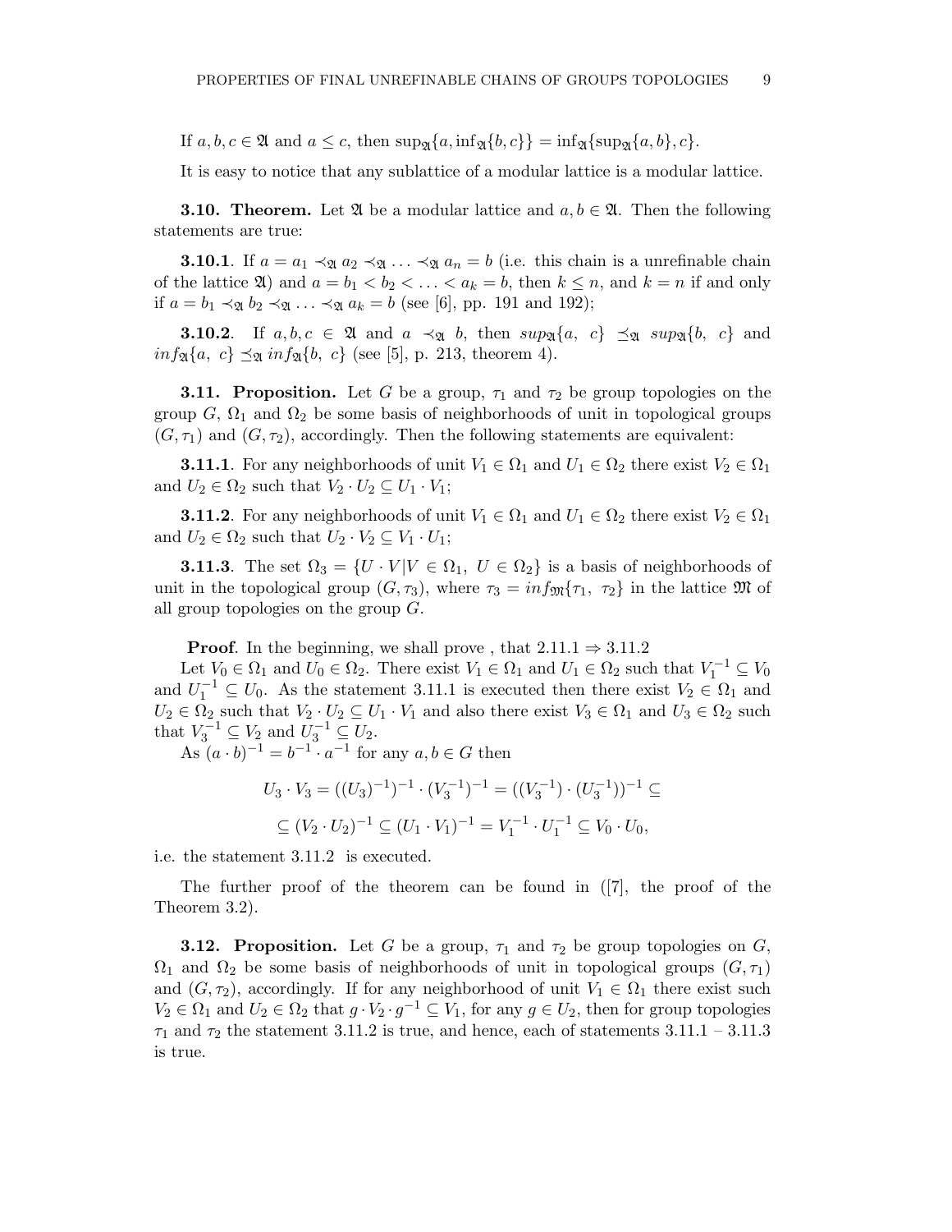If $a, b, c \in \mathfrak{A}$ and $a \le c$, then $\sup_{\mathfrak{A}}\{a, \inf_{\mathfrak{A}}\{b, c\}\} = \inf_{\mathfrak{A}}\{\sup_{\mathfrak{A}}\{a, b\}, c\}$.

It is easy to notice that any sublattice of a modular lattice is a modular lattice.

**3.10. Theorem.** Let $\mathfrak{A}$ be a modular lattice and $a, b \in \mathfrak{A}$. Then the following statements are true:

**3.10.1**. If $a = a_1 \prec_{\mathfrak{A}} a_2 \prec_{\mathfrak{A}} \ldots \prec_{\mathfrak{A}} a_n = b$ (i.e. this chain is a unrefinable chain of the lattice $\mathfrak{A}$) and $a = b_1 < b_2 < \ldots < a_k = b$, then $k \le n$, and $k = n$ if and only if $a = b_1 \prec_{\mathfrak{A}} b_2 \prec_{\mathfrak{A}} \ldots \prec_{\mathfrak{A}} a_k = b$ (see [6], pp. 191 and 192);

**3.10.2**. If $a, b, c \in \mathfrak{A}$ and $a \prec_{\mathfrak{A}} b$, then $sup_{\mathfrak{A}}\{a,\ c\} \preceq_{\mathfrak{A}} sup_{\mathfrak{A}}\{b,\ c\}$ and $inf_{\mathfrak{A}}\{a,\ c\} \preceq_{\mathfrak{A}} inf_{\mathfrak{A}}\{b,\ c\}$ (see [5], p. 213, theorem 4).

**3.11. Proposition.** Let $G$ be a group, $\tau_1$ and $\tau_2$ be group topologies on the group $G$, $\Omega_1$ and $\Omega_2$ be some basis of neighborhoods of unit in topological groups $(G, \tau_1)$ and $(G, \tau_2)$, accordingly. Then the following statements are equivalent:

**3.11.1**. For any neighborhoods of unit $V_1 \in \Omega_1$ and $U_1 \in \Omega_2$ there exist $V_2 \in \Omega_1$ and $U_2 \in \Omega_2$ such that $V_2 \cdot U_2 \subseteq U_1 \cdot V_1$;

**3.11.2**. For any neighborhoods of unit $V_1 \in \Omega_1$ and $U_1 \in \Omega_2$ there exist $V_2 \in \Omega_1$ and $U_2 \in \Omega_2$ such that $U_2 \cdot V_2 \subseteq V_1 \cdot U_1$;

**3.11.3**. The set $\Omega_3 = \{U \cdot V | V \in \Omega_1,\ U \in \Omega_2\}$ is a basis of neighborhoods of unit in the topological group $(G, \tau_3)$, where $\tau_3 = inf_{\mathfrak{M}}\{\tau_1,\ \tau_2\}$ in the lattice $\mathfrak{M}$ of all group topologies on the group $G$.

**Proof**. In the beginning, we shall prove , that $2.11.1 \Rightarrow 3.11.2$

Let $V_0 \in \Omega_1$ and $U_0 \in \Omega_2$. There exist $V_1 \in \Omega_1$ and $U_1 \in \Omega_2$ such that $V_1^{-1} \subseteq V_0$ and $U_1^{-1} \subseteq U_0$. As the statement 3.11.1 is executed then there exist $V_2 \in \Omega_1$ and $U_2 \in \Omega_2$ such that $V_2 \cdot U_2 \subseteq U_1 \cdot V_1$ and also there exist $V_3 \in \Omega_1$ and $U_3 \in \Omega_2$ such that $V_3^{-1} \subseteq V_2$ and $U_3^{-1} \subseteq U_2$.

As $(a \cdot b)^{-1} = b^{-1} \cdot a^{-1}$ for any $a, b \in G$ then

$$U_3 \cdot V_3 = ((U_3)^{-1})^{-1} \cdot (V_3^{-1})^{-1} = ((V_3^{-1}) \cdot (U_3^{-1}))^{-1} \subseteq$$

$$\subseteq (V_2 \cdot U_2)^{-1} \subseteq (U_1 \cdot V_1)^{-1} = V_1^{-1} \cdot U_1^{-1} \subseteq V_0 \cdot U_0,$$

i.e. the statement 3.11.2 is executed.

The further proof of the theorem can be found in ([7], the proof of the Theorem 3.2).

**3.12. Proposition.** Let $G$ be a group, $\tau_1$ and $\tau_2$ be group topologies on $G$, $\Omega_1$ and $\Omega_2$ be some basis of neighborhoods of unit in topological groups $(G, \tau_1)$ and $(G, \tau_2)$, accordingly. If for any neighborhood of unit $V_1 \in \Omega_1$ there exist such $V_2 \in \Omega_1$ and $U_2 \in \Omega_2$ that $g \cdot V_2 \cdot g^{-1} \subseteq V_1$, for any $g \in U_2$, then for group topologies $\tau_1$ and $\tau_2$ the statement 3.11.2 is true, and hence, each of statements 3.11.1 – 3.11.3 is true.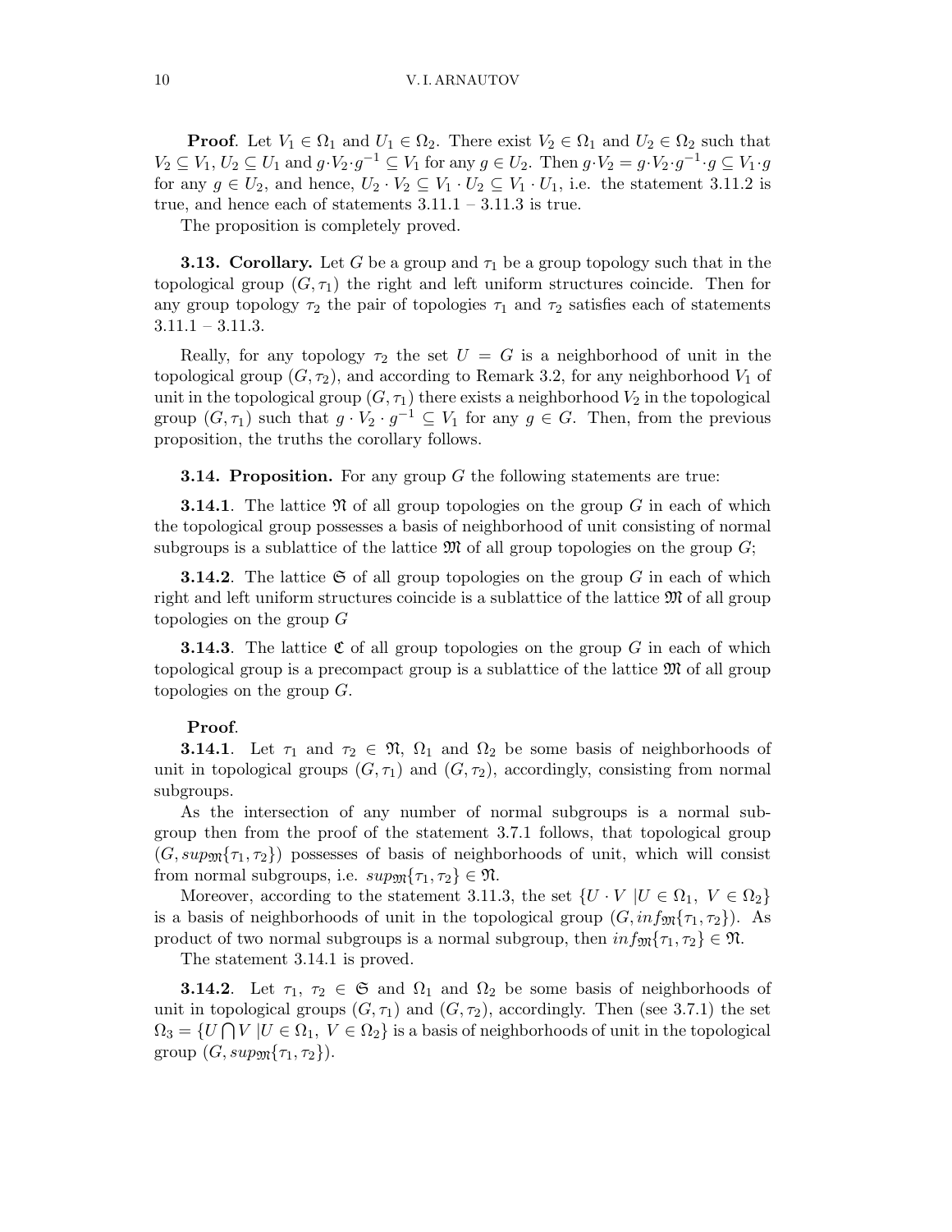**Proof**. Let $V_1 \in \Omega_1$ and $U_1 \in \Omega_2$. There exist $V_2 \in \Omega_1$ and $U_2 \in \Omega_2$ such that $V_2 \subseteq V_1$, $U_2 \subseteq U_1$ and $g \cdot V_2 \cdot g^{-1} \subseteq V_1$ for any $g \in U_2$. Then $g \cdot V_2 = g \cdot V_2 \cdot g^{-1} \cdot g \subseteq V_1 \cdot g$ for any $g \in U_2$, and hence, $U_2 \cdot V_2 \subseteq V_1 \cdot U_2 \subseteq V_1 \cdot U_1$, i.e. the statement 3.11.2 is true, and hence each of statements 3.11.1 – 3.11.3 is true.

The proposition is completely proved.

**3.13. Corollary.** Let $G$ be a group and $\tau_1$ be a group topology such that in the topological group $(G, \tau_1)$ the right and left uniform structures coincide. Then for any group topology $\tau_2$ the pair of topologies $\tau_1$ and $\tau_2$ satisfies each of statements 3.11.1 – 3.11.3.

Really, for any topology $\tau_2$ the set $U = G$ is a neighborhood of unit in the topological group $(G, \tau_2)$, and according to Remark 3.2, for any neighborhood $V_1$ of unit in the topological group $(G, \tau_1)$ there exists a neighborhood $V_2$ in the topological group $(G, \tau_1)$ such that $g \cdot V_2 \cdot g^{-1} \subseteq V_1$ for any $g \in G$. Then, from the previous proposition, the truths the corollary follows.

**3.14. Proposition.** For any group $G$ the following statements are true:

**3.14.1**. The lattice $\mathfrak{N}$ of all group topologies on the group $G$ in each of which the topological group possesses a basis of neighborhood of unit consisting of normal subgroups is a sublattice of the lattice $\mathfrak{M}$ of all group topologies on the group $G$;

**3.14.2**. The lattice $\mathfrak{S}$ of all group topologies on the group $G$ in each of which right and left uniform structures coincide is a sublattice of the lattice $\mathfrak{M}$ of all group topologies on the group $G$

**3.14.3**. The lattice $\mathfrak{C}$ of all group topologies on the group $G$ in each of which topological group is a precompact group is a sublattice of the lattice $\mathfrak{M}$ of all group topologies on the group $G$.

**Proof**.

**3.14.1**. Let $\tau_1$ and $\tau_2 \in \mathfrak{N}$, $\Omega_1$ and $\Omega_2$ be some basis of neighborhoods of unit in topological groups $(G, \tau_1)$ and $(G, \tau_2)$, accordingly, consisting from normal subgroups.

As the intersection of any number of normal subgroups is a normal subgroup then from the proof of the statement 3.7.1 follows, that topological group $(G, sup_{\mathfrak{M}}\{\tau_1, \tau_2\})$ possesses of basis of neighborhoods of unit, which will consist from normal subgroups, i.e. $sup_{\mathfrak{M}}\{\tau_1, \tau_2\} \in \mathfrak{N}$.

Moreover, according to the statement 3.11.3, the set $\{U \cdot V \mid U \in \Omega_1,\ V \in \Omega_2\}$ is a basis of neighborhoods of unit in the topological group $(G, inf_{\mathfrak{M}}\{\tau_1, \tau_2\})$. As product of two normal subgroups is a normal subgroup, then $inf_{\mathfrak{M}}\{\tau_1, \tau_2\} \in \mathfrak{N}$.

The statement 3.14.1 is proved.

**3.14.2**. Let $\tau_1,\ \tau_2 \in \mathfrak{S}$ and $\Omega_1$ and $\Omega_2$ be some basis of neighborhoods of unit in topological groups $(G, \tau_1)$ and $(G, \tau_2)$, accordingly. Then (see 3.7.1) the set $\Omega_3 = \{U \bigcap V \mid U \in \Omega_1,\ V \in \Omega_2\}$ is a basis of neighborhoods of unit in the topological group $(G, sup_{\mathfrak{M}}\{\tau_1, \tau_2\})$.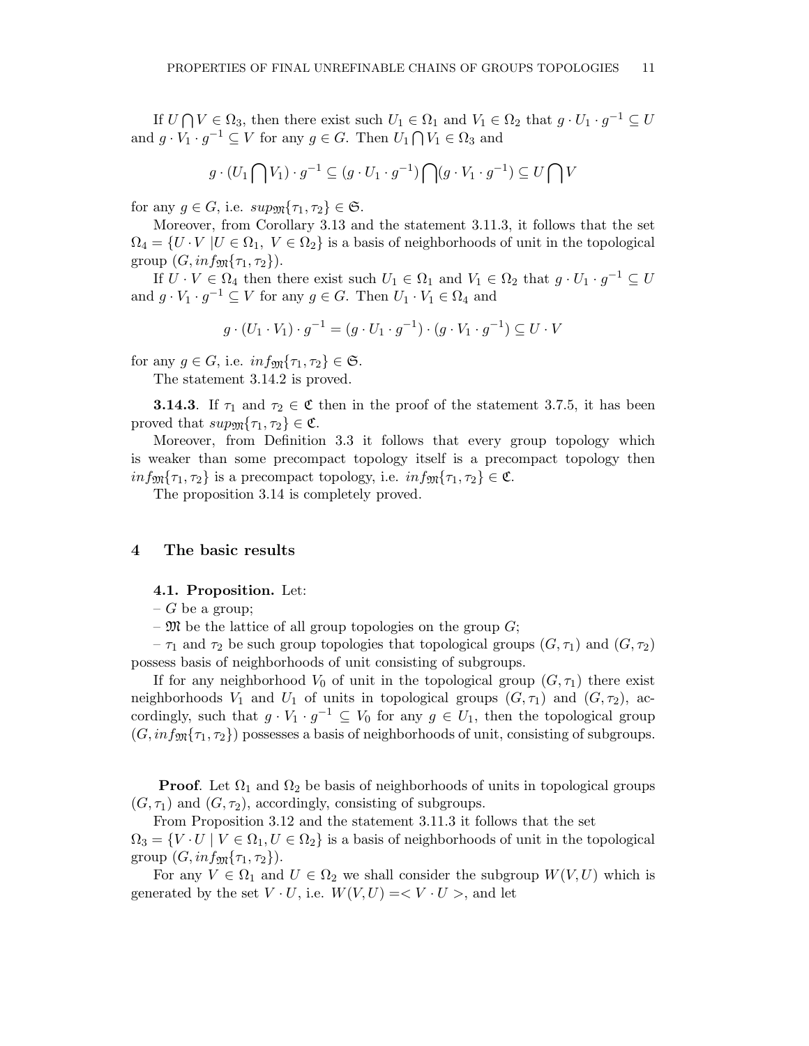If $U \bigcap V \in \Omega_3$, then there exist such $U_1 \in \Omega_1$ and $V_1 \in \Omega_2$ that $g \cdot U_1 \cdot g^{-1} \subseteq U$ and $g \cdot V_1 \cdot g^{-1} \subseteq V$ for any $g \in G$. Then $U_1 \bigcap V_1 \in \Omega_3$ and

$$g \cdot (U_1 \bigcap V_1) \cdot g^{-1} \subseteq (g \cdot U_1 \cdot g^{-1}) \bigcap (g \cdot V_1 \cdot g^{-1}) \subseteq U \bigcap V$$

for any $g \in G$, i.e. $sup_{\mathfrak{M}}\{\tau_1, \tau_2\} \in \mathfrak{S}$.

Moreover, from Corollary 3.13 and the statement 3.11.3, it follows that the set $\Omega_4 = \{U \cdot V \mid U \in \Omega_1, V \in \Omega_2\}$ is a basis of neighborhoods of unit in the topological group $(G, inf_{\mathfrak{M}}\{\tau_1, \tau_2\})$.

If $U \cdot V \in \Omega_4$ then there exist such $U_1 \in \Omega_1$ and $V_1 \in \Omega_2$ that $g \cdot U_1 \cdot g^{-1} \subseteq U$ and $g \cdot V_1 \cdot g^{-1} \subseteq V$ for any $g \in G$. Then $U_1 \cdot V_1 \in \Omega_4$ and

$$g \cdot (U_1 \cdot V_1) \cdot g^{-1} = (g \cdot U_1 \cdot g^{-1}) \cdot (g \cdot V_1 \cdot g^{-1}) \subseteq U \cdot V$$

for any $g \in G$, i.e. $inf_{\mathfrak{M}}\{\tau_1, \tau_2\} \in \mathfrak{S}$.

The statement 3.14.2 is proved.

**3.14.3**. If $\tau_1$ and $\tau_2 \in \mathfrak{C}$ then in the proof of the statement 3.7.5, it has been proved that $sup_{\mathfrak{M}}\{\tau_1, \tau_2\} \in \mathfrak{C}$.

Moreover, from Definition 3.3 it follows that every group topology which is weaker than some precompact topology itself is a precompact topology then $inf_{\mathfrak{M}}\{\tau_1, \tau_2\}$ is a precompact topology, i.e. $inf_{\mathfrak{M}}\{\tau_1, \tau_2\} \in \mathfrak{C}$.

The proposition 3.14 is completely proved.

## 4 The basic results

**4.1. Proposition.** Let:

– $G$ be a group;

– $\mathfrak{M}$ be the lattice of all group topologies on the group $G$;

– $\tau_1$ and $\tau_2$ be such group topologies that topological groups $(G, \tau_1)$ and $(G, \tau_2)$ possess basis of neighborhoods of unit consisting of subgroups.

If for any neighborhood $V_0$ of unit in the topological group $(G, \tau_1)$ there exist neighborhoods $V_1$ and $U_1$ of units in topological groups $(G, \tau_1)$ and $(G, \tau_2)$, accordingly, such that $g \cdot V_1 \cdot g^{-1} \subseteq V_0$ for any $g \in U_1$, then the topological group $(G, inf_{\mathfrak{M}}\{\tau_1, \tau_2\})$ possesses a basis of neighborhoods of unit, consisting of subgroups.

**Proof**. Let $\Omega_1$ and $\Omega_2$ be basis of neighborhoods of units in topological groups $(G, \tau_1)$ and $(G, \tau_2)$, accordingly, consisting of subgroups.

From Proposition 3.12 and the statement 3.11.3 it follows that the set $\Omega_3 = \{V \cdot U \mid V \in \Omega_1, U \in \Omega_2\}$ is a basis of neighborhoods of unit in the topological group $(G, inf_{\mathfrak{M}}\{\tau_1, \tau_2\})$.

For any $V \in \Omega_1$ and $U \in \Omega_2$ we shall consider the subgroup $W(V, U)$ which is generated by the set $V \cdot U$, i.e. $W(V, U) = < V \cdot U >$, and let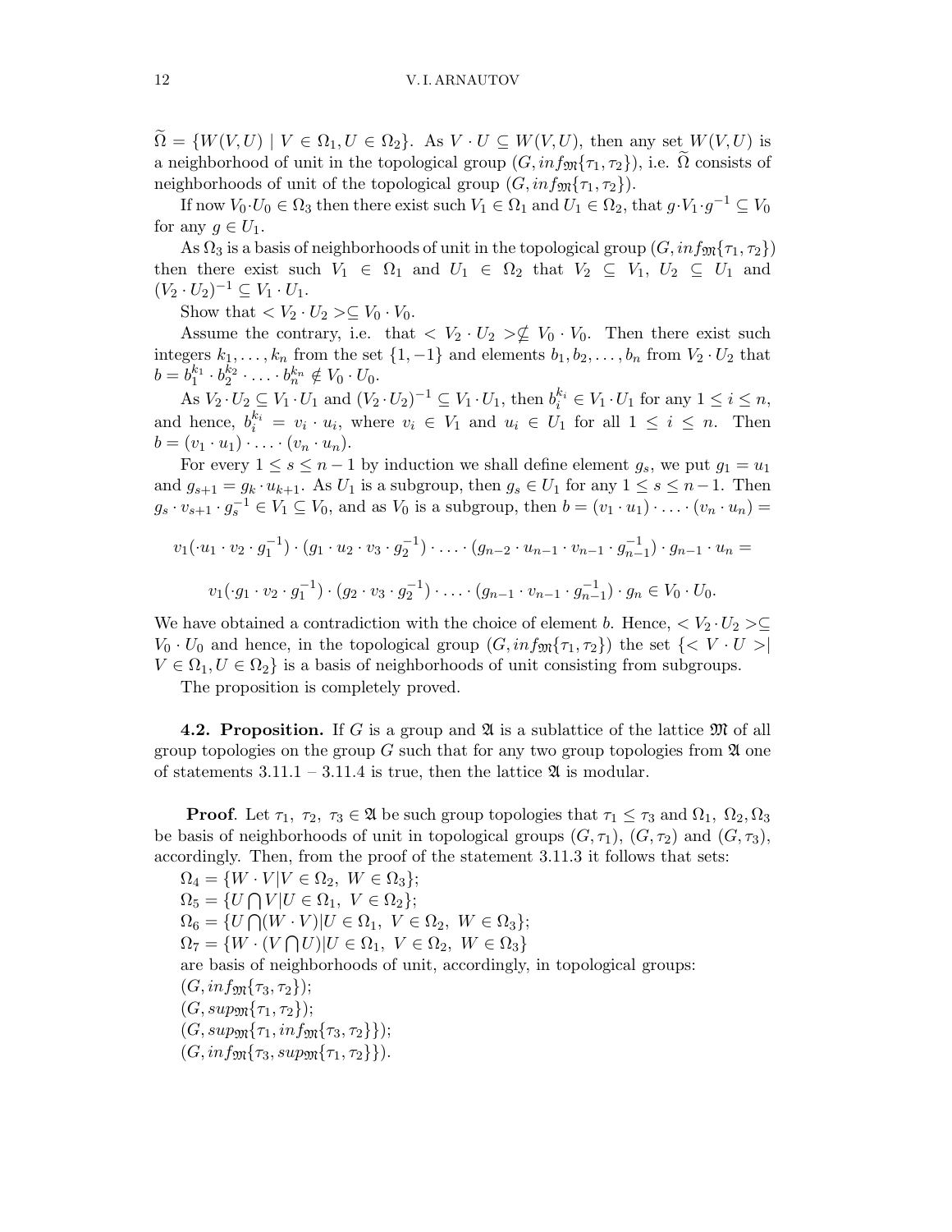$\widetilde{\Omega} = \{W(V,U) \mid V \in \Omega_1, U \in \Omega_2\}$. As $V \cdot U \subseteq W(V,U)$, then any set $W(V,U)$ is a neighborhood of unit in the topological group $(G, inf_{\mathfrak{M}}\{\tau_1, \tau_2\})$, i.e. $\widetilde{\Omega}$ consists of neighborhoods of unit of the topological group $(G, inf_{\mathfrak{M}}\{\tau_1, \tau_2\})$.

If now $V_0 \cdot U_0 \in \Omega_3$ then there exist such $V_1 \in \Omega_1$ and $U_1 \in \Omega_2$, that $g \cdot V_1 \cdot g^{-1} \subseteq V_0$ for any $g \in U_1$.

As $\Omega_3$ is a basis of neighborhoods of unit in the topological group $(G, inf_{\mathfrak{M}}\{\tau_1, \tau_2\})$ then there exist such $V_1 \in \Omega_1$ and $U_1 \in \Omega_2$ that $V_2 \subseteq V_1$, $U_2 \subseteq U_1$ and $(V_2 \cdot U_2)^{-1} \subseteq V_1 \cdot U_1$.

Show that $< V_2 \cdot U_2 > \subseteq V_0 \cdot V_0$.

Assume the contrary, i.e. that $< V_2 \cdot U_2 > \nsubseteq V_0 \cdot V_0$. Then there exist such integers $k_1, \ldots, k_n$ from the set $\{1, -1\}$ and elements $b_1, b_2, \ldots, b_n$ from $V_2 \cdot U_2$ that $b = b_1^{k_1} \cdot b_2^{k_2} \cdot \ldots \cdot b_n^{k_n} \notin V_0 \cdot U_0$.

As $V_2 \cdot U_2 \subseteq V_1 \cdot U_1$ and $(V_2 \cdot U_2)^{-1} \subseteq V_1 \cdot U_1$, then $b_i^{k_i} \in V_1 \cdot U_1$ for any $1 \leq i \leq n$, and hence, $b_i^{k_i} = v_i \cdot u_i$, where $v_i \in V_1$ and $u_i \in U_1$ for all $1 \leq i \leq n$. Then $b = (v_1 \cdot u_1) \cdot \ldots \cdot (v_n \cdot u_n)$.

For every $1 \leq s \leq n-1$ by induction we shall define element $g_s$, we put $g_1 = u_1$ and $g_{s+1} = g_k \cdot u_{k+1}$. As $U_1$ is a subgroup, then $g_s \in U_1$ for any $1 \leq s \leq n-1$. Then $g_s \cdot v_{s+1} \cdot g_s^{-1} \in V_1 \subseteq V_0$, and as $V_0$ is a subgroup, then $b = (v_1 \cdot u_1) \cdot \ldots \cdot (v_n \cdot u_n) =$

$$v_1(\cdot u_1 \cdot v_2 \cdot g_1^{-1}) \cdot (g_1 \cdot u_2 \cdot v_3 \cdot g_2^{-1}) \cdot \ldots \cdot (g_{n-2} \cdot u_{n-1} \cdot v_{n-1} \cdot g_{n-1}^{-1}) \cdot g_{n-1} \cdot u_n =$$

$$v_1(\cdot g_1 \cdot v_2 \cdot g_1^{-1}) \cdot (g_2 \cdot v_3 \cdot g_2^{-1}) \cdot \ldots \cdot (g_{n-1} \cdot v_{n-1} \cdot g_{n-1}^{-1}) \cdot g_n \in V_0 \cdot U_0.$$

We have obtained a contradiction with the choice of element $b$. Hence, $< V_2 \cdot U_2 > \subseteq V_0 \cdot U_0$ and hence, in the topological group $(G, inf_{\mathfrak{M}}\{\tau_1, \tau_2\})$ the set $\{< V \cdot U > \mid V \in \Omega_1, U \in \Omega_2\}$ is a basis of neighborhoods of unit consisting from subgroups.

The proposition is completely proved.

**4.2. Proposition.** If $G$ is a group and $\mathfrak{A}$ is a sublattice of the lattice $\mathfrak{M}$ of all group topologies on the group $G$ such that for any two group topologies from $\mathfrak{A}$ one of statements 3.11.1 – 3.11.4 is true, then the lattice $\mathfrak{A}$ is modular.

**Proof**. Let $\tau_1, \tau_2, \tau_3 \in \mathfrak{A}$ be such group topologies that $\tau_1 \leq \tau_3$ and $\Omega_1, \Omega_2, \Omega_3$ be basis of neighborhoods of unit in topological groups $(G, \tau_1)$, $(G, \tau_2)$ and $(G, \tau_3)$, accordingly. Then, from the proof of the statement 3.11.3 it follows that sets:

$\Omega_4 = \{W \cdot V \mid V \in \Omega_2, W \in \Omega_3\}$;
$\Omega_5 = \{U \bigcap V \mid U \in \Omega_1, V \in \Omega_2\}$;
$\Omega_6 = \{U \bigcap (W \cdot V) \mid U \in \Omega_1, V \in \Omega_2, W \in \Omega_3\}$;
$\Omega_7 = \{W \cdot (V \bigcap U) \mid U \in \Omega_1, V \in \Omega_2, W \in \Omega_3\}$

are basis of neighborhoods of unit, accordingly, in topological groups:

$(G, inf_{\mathfrak{M}}\{\tau_3, \tau_2\})$;
$(G, sup_{\mathfrak{M}}\{\tau_1, \tau_2\})$;
$(G, sup_{\mathfrak{M}}\{\tau_1, inf_{\mathfrak{M}}\{\tau_3, \tau_2\}\})$;
$(G, inf_{\mathfrak{M}}\{\tau_3, sup_{\mathfrak{M}}\{\tau_1, \tau_2\}\})$.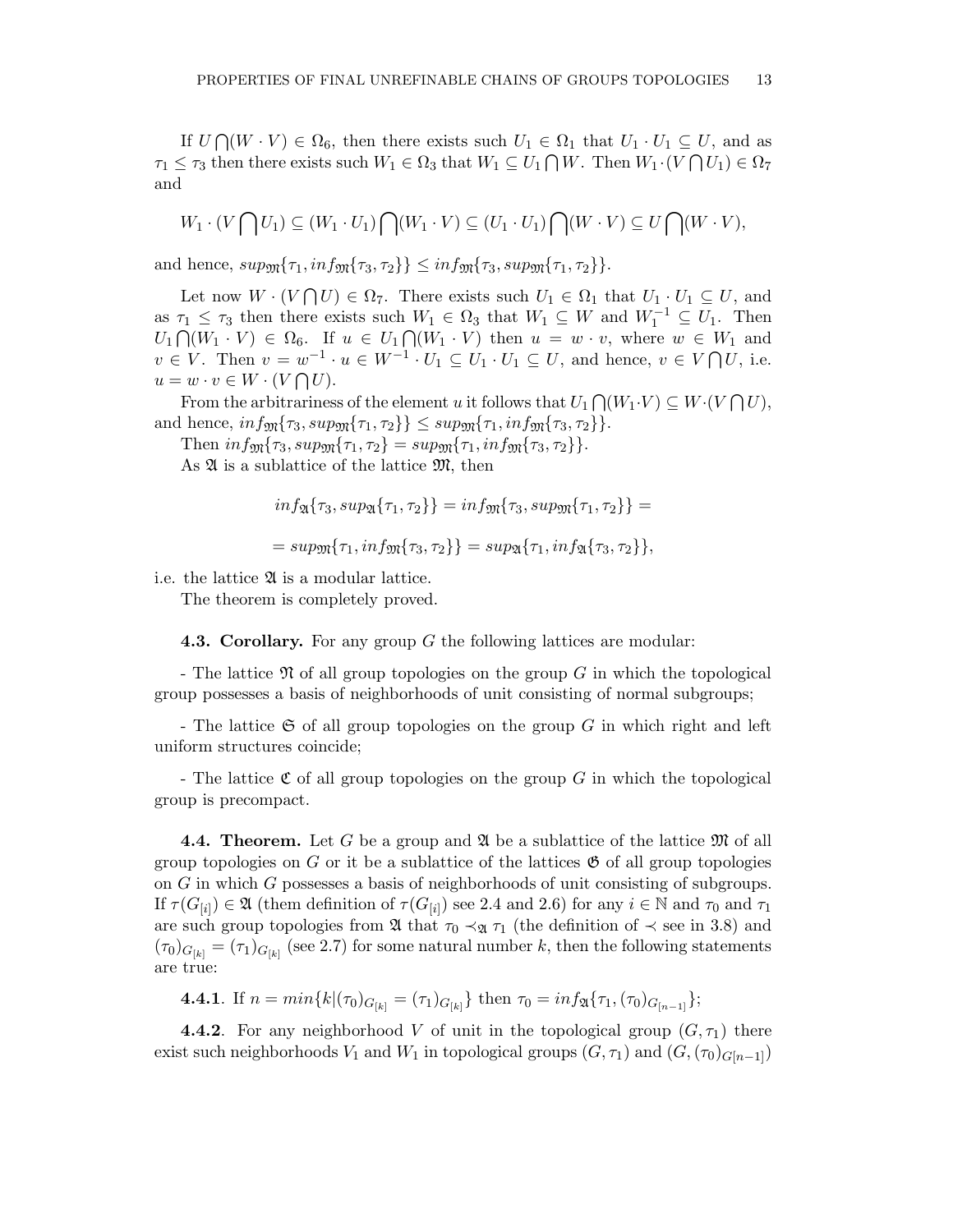If $U \bigcap (W \cdot V) \in \Omega_6$, then there exists such $U_1 \in \Omega_1$ that $U_1 \cdot U_1 \subseteq U$, and as $\tau_1 \leq \tau_3$ then there exists such $W_1 \in \Omega_3$ that $W_1 \subseteq U_1 \bigcap W$. Then $W_1 \cdot (V \bigcap U_1) \in \Omega_7$ and

$$W_1 \cdot (V \bigcap U_1) \subseteq (W_1 \cdot U_1) \bigcap (W_1 \cdot V) \subseteq (U_1 \cdot U_1) \bigcap (W \cdot V) \subseteq U \bigcap (W \cdot V),$$

and hence, $sup_{\mathfrak{M}}\{\tau_1, inf_{\mathfrak{M}}\{\tau_3, \tau_2\}\} \leq inf_{\mathfrak{M}}\{\tau_3, sup_{\mathfrak{M}}\{\tau_1, \tau_2\}\}$.

Let now $W \cdot (V \bigcap U) \in \Omega_7$. There exists such $U_1 \in \Omega_1$ that $U_1 \cdot U_1 \subseteq U$, and as $\tau_1 \leq \tau_3$ then there exists such $W_1 \in \Omega_3$ that $W_1 \subseteq W$ and $W_1^{-1} \subseteq U_1$. Then $U_1 \bigcap (W_1 \cdot V) \in \Omega_6$. If $u \in U_1 \bigcap (W_1 \cdot V)$ then $u = w \cdot v$, where $w \in W_1$ and $v \in V$. Then $v = w^{-1} \cdot u \in W^{-1} \cdot U_1 \subseteq U_1 \cdot U_1 \subseteq U$, and hence, $v \in V \bigcap U$, i.e. $u = w \cdot v \in W \cdot (V \bigcap U)$.

From the arbitrariness of the element $u$ it follows that $U_1 \bigcap (W_1 \cdot V) \subseteq W \cdot (V \bigcap U)$, and hence, $inf_{\mathfrak{M}}\{\tau_3, sup_{\mathfrak{M}}\{\tau_1, \tau_2\}\} \leq sup_{\mathfrak{M}}\{\tau_1, inf_{\mathfrak{M}}\{\tau_3, \tau_2\}\}$.

Then $inf_{\mathfrak{M}}\{\tau_3, sup_{\mathfrak{M}}\{\tau_1, \tau_2\} = sup_{\mathfrak{M}}\{\tau_1, inf_{\mathfrak{M}}\{\tau_3, \tau_2\}\}$.

As $\mathfrak{A}$ is a sublattice of the lattice $\mathfrak{M}$, then

$$inf_{\mathfrak{A}}\{\tau_3, sup_{\mathfrak{A}}\{\tau_1, \tau_2\}\} = inf_{\mathfrak{M}}\{\tau_3, sup_{\mathfrak{M}}\{\tau_1, \tau_2\}\} =$$

$$= sup_{\mathfrak{M}}\{\tau_1, inf_{\mathfrak{M}}\{\tau_3, \tau_2\}\} = sup_{\mathfrak{A}}\{\tau_1, inf_{\mathfrak{A}}\{\tau_3, \tau_2\}\},$$

i.e. the lattice $\mathfrak{A}$ is a modular lattice.

The theorem is completely proved.

**4.3. Corollary.** For any group $G$ the following lattices are modular:

- The lattice $\mathfrak{N}$ of all group topologies on the group $G$ in which the topological group possesses a basis of neighborhoods of unit consisting of normal subgroups;

- The lattice $\mathfrak{S}$ of all group topologies on the group $G$ in which right and left uniform structures coincide;

- The lattice $\mathfrak{C}$ of all group topologies on the group $G$ in which the topological group is precompact.

**4.4. Theorem.** Let $G$ be a group and $\mathfrak{A}$ be a sublattice of the lattice $\mathfrak{M}$ of all group topologies on $G$ or it be a sublattice of the lattices $\mathfrak{G}$ of all group topologies on $G$ in which $G$ possesses a basis of neighborhoods of unit consisting of subgroups. If $\tau(G_{[i]}) \in \mathfrak{A}$ (them definition of $\tau(G_{[i]})$ see 2.4 and 2.6) for any $i \in \mathbb{N}$ and $\tau_0$ and $\tau_1$ are such group topologies from $\mathfrak{A}$ that $\tau_0 \prec_{\mathfrak{A}} \tau_1$ (the definition of $\prec$ see in 3.8) and $(\tau_0)_{G_{[k]}} = (\tau_1)_{G_{[k]}}$ (see 2.7) for some natural number $k$, then the following statements are true:

**4.4.1**. If $n = min\{k | (\tau_0)_{G_{[k]}} = (\tau_1)_{G_{[k]}}\}$ then $\tau_0 = inf_{\mathfrak{A}}\{\tau_1, (\tau_0)_{G_{[n-1]}}\}$;

**4.4.2**. For any neighborhood $V$ of unit in the topological group $(G, \tau_1)$ there exist such neighborhoods $V_1$ and $W_1$ in topological groups $(G, \tau_1)$ and $(G, (\tau_0)_{G[n-1]})$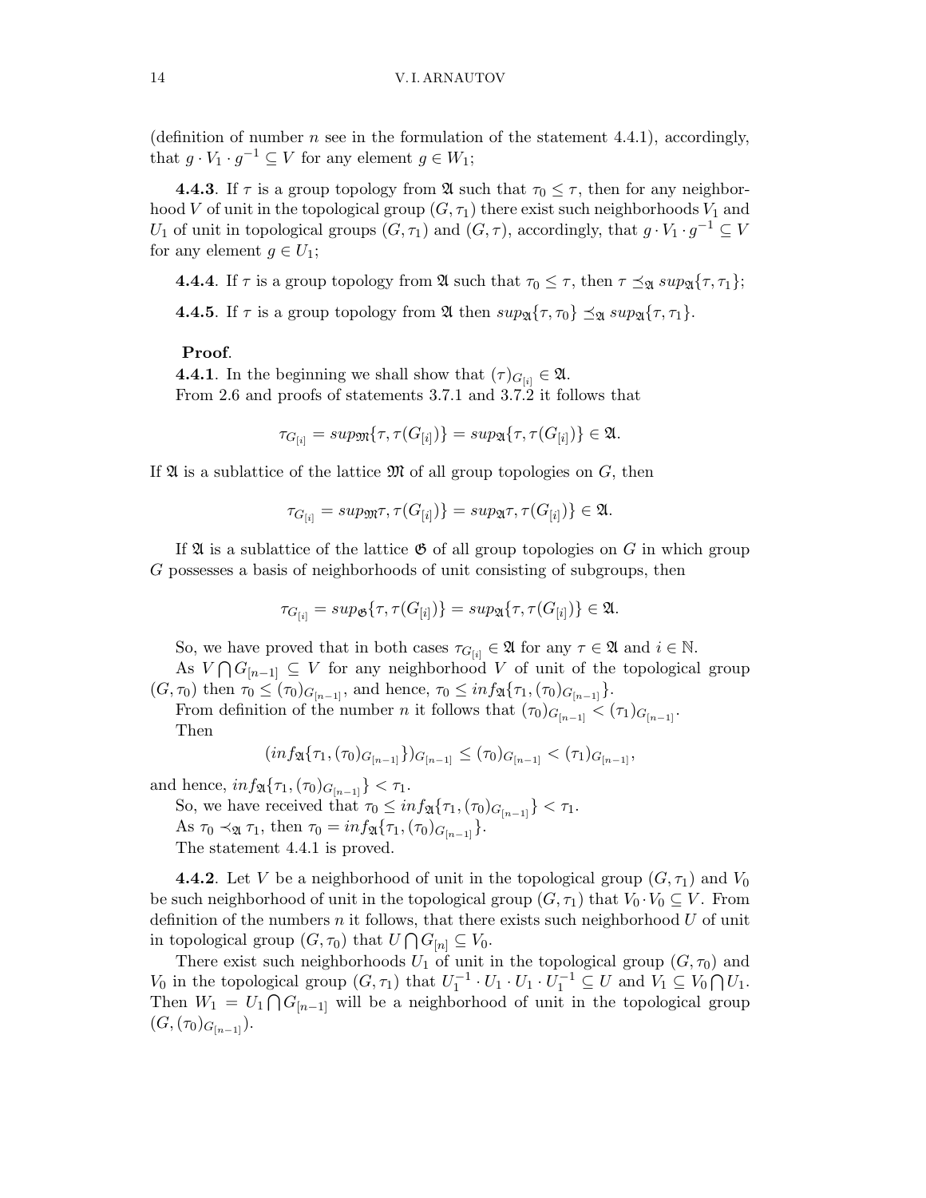(definition of number $n$ see in the formulation of the statement 4.4.1), accordingly, that $g \cdot V_1 \cdot g^{-1} \subseteq V$ for any element $g \in W_1$;

**4.4.3**. If $\tau$ is a group topology from $\mathfrak{A}$ such that $\tau_0 \leq \tau$, then for any neighborhood $V$ of unit in the topological group $(G, \tau_1)$ there exist such neighborhoods $V_1$ and $U_1$ of unit in topological groups $(G, \tau_1)$ and $(G, \tau)$, accordingly, that $g \cdot V_1 \cdot g^{-1} \subseteq V$ for any element $g \in U_1$;

**4.4.4**. If $\tau$ is a group topology from $\mathfrak{A}$ such that $\tau_0 \leq \tau$, then $\tau \preceq_{\mathfrak{A}} sup_{\mathfrak{A}}\{\tau, \tau_1\}$;

**4.4.5**. If $\tau$ is a group topology from $\mathfrak{A}$ then $sup_{\mathfrak{A}}\{\tau, \tau_0\} \preceq_{\mathfrak{A}} sup_{\mathfrak{A}}\{\tau, \tau_1\}$.

**Proof**.

**4.4.1**. In the beginning we shall show that $(\tau)_{G_{[i]}} \in \mathfrak{A}$.

From 2.6 and proofs of statements 3.7.1 and 3.7.2 it follows that

$$\tau_{G_{[i]}} = sup_{\mathfrak{M}}\{\tau, \tau(G_{[i]})\} = sup_{\mathfrak{A}}\{\tau, \tau(G_{[i]})\} \in \mathfrak{A}.$$

If $\mathfrak{A}$ is a sublattice of the lattice $\mathfrak{M}$ of all group topologies on $G$, then

$$\tau_{G_{[i]}} = sup_{\mathfrak{M}}\tau, \tau(G_{[i]})\} = sup_{\mathfrak{A}}\tau, \tau(G_{[i]})\} \in \mathfrak{A}.$$

If $\mathfrak{A}$ is a sublattice of the lattice $\mathfrak{G}$ of all group topologies on $G$ in which group $G$ possesses a basis of neighborhoods of unit consisting of subgroups, then

$$\tau_{G_{[i]}} = sup_{\mathfrak{G}}\{\tau, \tau(G_{[i]})\} = sup_{\mathfrak{A}}\{\tau, \tau(G_{[i]})\} \in \mathfrak{A}.$$

So, we have proved that in both cases $\tau_{G_{[i]}} \in \mathfrak{A}$ for any $\tau \in \mathfrak{A}$ and $i \in \mathbb{N}$.

As $V \bigcap G_{[n-1]} \subseteq V$ for any neighborhood $V$ of unit of the topological group $(G, \tau_0)$ then $\tau_0 \leq (\tau_0)_{G_{[n-1]}}$, and hence, $\tau_0 \leq inf_{\mathfrak{A}}\{\tau_1, (\tau_0)_{G_{[n-1]}}\}$.

From definition of the number $n$ it follows that $(\tau_0)_{G_{[n-1]}} < (\tau_1)_{G_{[n-1]}}$.

Then

$$(inf_{\mathfrak{A}}\{\tau_1, (\tau_0)_{G_{[n-1]}}\})_{G_{[n-1]}} \leq (\tau_0)_{G_{[n-1]}} < (\tau_1)_{G_{[n-1]}},$$

and hence, $inf_{\mathfrak{A}}\{\tau_1, (\tau_0)_{G_{[n-1]}}\} < \tau_1$.

So, we have received that $\tau_0 \leq inf_{\mathfrak{A}}\{\tau_1, (\tau_0)_{G_{[n-1]}}\} < \tau_1$.

As $\tau_0 \prec_{\mathfrak{A}} \tau_1$, then $\tau_0 = inf_{\mathfrak{A}}\{\tau_1, (\tau_0)_{G_{[n-1]}}\}$.

The statement 4.4.1 is proved.

**4.4.2**. Let $V$ be a neighborhood of unit in the topological group $(G, \tau_1)$ and $V_0$ be such neighborhood of unit in the topological group $(G, \tau_1)$ that $V_0 \cdot V_0 \subseteq V$. From definition of the numbers $n$ it follows, that there exists such neighborhood $U$ of unit in topological group $(G, \tau_0)$ that $U \bigcap G_{[n]} \subseteq V_0$.

There exist such neighborhoods $U_1$ of unit in the topological group $(G, \tau_0)$ and $V_0$ in the topological group $(G, \tau_1)$ that $U_1^{-1} \cdot U_1 \cdot U_1 \cdot U_1^{-1} \subseteq U$ and $V_1 \subseteq V_0 \bigcap U_1$. Then $W_1 = U_1 \bigcap G_{[n-1]}$ will be a neighborhood of unit in the topological group $(G, (\tau_0)_{G_{[n-1]}})$.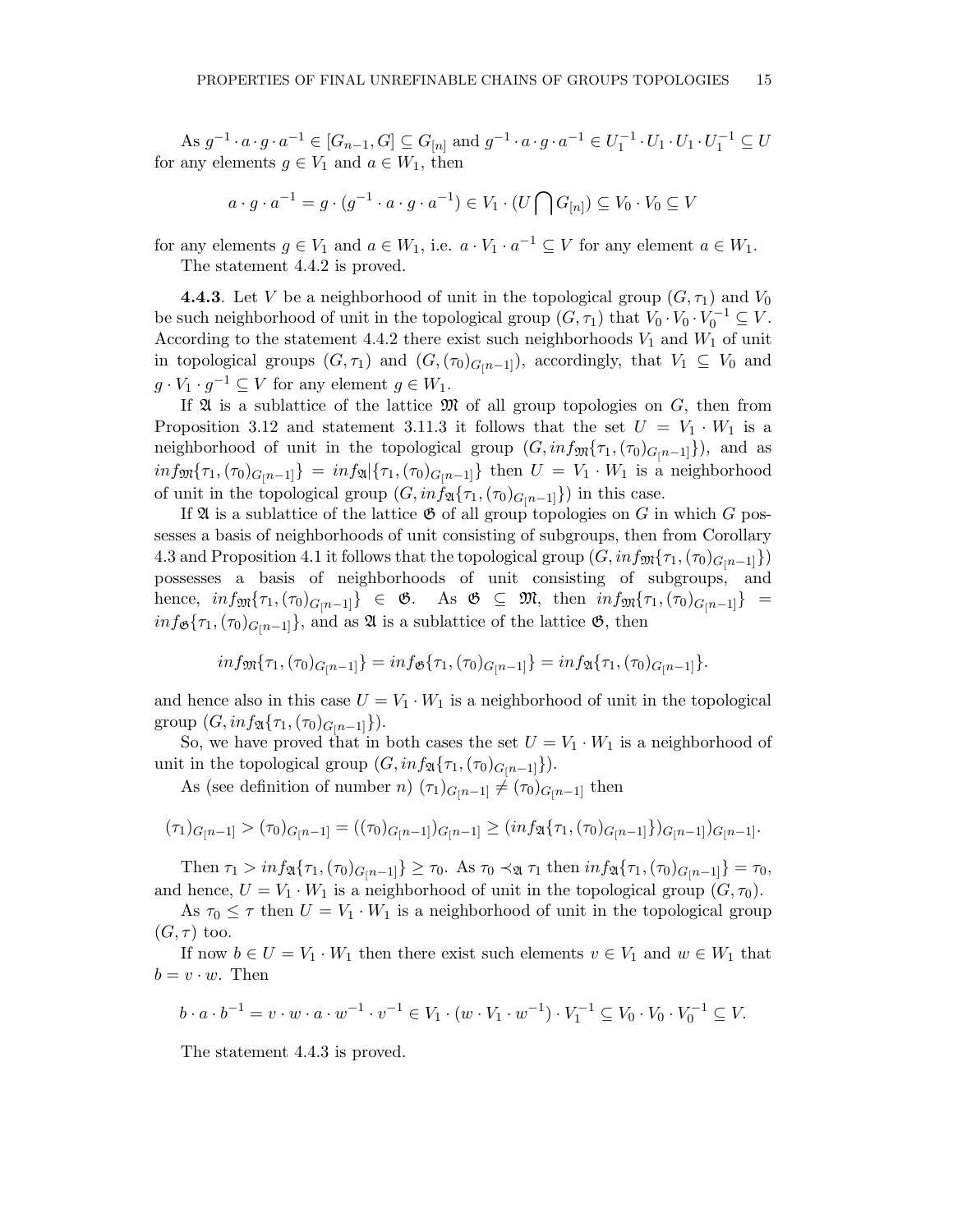As $g^{-1} \cdot a \cdot g \cdot a^{-1} \in [G_{n-1}, G] \subseteq G_{[n]}$ and $g^{-1} \cdot a \cdot g \cdot a^{-1} \in U_1^{-1} \cdot U_1 \cdot U_1 \cdot U_1^{-1} \subseteq U$ for any elements $g \in V_1$ and $a \in W_1$, then

$$a \cdot g \cdot a^{-1} = g \cdot (g^{-1} \cdot a \cdot g \cdot a^{-1}) \in V_1 \cdot (U \bigcap G_{[n]}) \subseteq V_0 \cdot V_0 \subseteq V$$

for any elements $g \in V_1$ and $a \in W_1$, i.e. $a \cdot V_1 \cdot a^{-1} \subseteq V$ for any element $a \in W_1$.

The statement 4.4.2 is proved.

**4.4.3**. Let $V$ be a neighborhood of unit in the topological group $(G, \tau_1)$ and $V_0$ be such neighborhood of unit in the topological group $(G, \tau_1)$ that $V_0 \cdot V_0 \cdot V_0^{-1} \subseteq V$. According to the statement 4.4.2 there exist such neighborhoods $V_1$ and $W_1$ of unit in topological groups $(G, \tau_1)$ and $(G, (\tau_0)_{G_{[n-1]}})$, accordingly, that $V_1 \subseteq V_0$ and $g \cdot V_1 \cdot g^{-1} \subseteq V$ for any element $g \in W_1$.

If $\mathfrak{A}$ is a sublattice of the lattice $\mathfrak{M}$ of all group topologies on $G$, then from Proposition 3.12 and statement 3.11.3 it follows that the set $U = V_1 \cdot W_1$ is a neighborhood of unit in the topological group $(G, inf_{\mathfrak{M}}\{\tau_1, (\tau_0)_{G_{[n-1]}}\})$, and as $inf_{\mathfrak{M}}\{\tau_1, (\tau_0)_{G_{[n-1]}}\} = inf_{\mathfrak{A}}|\{\tau_1, (\tau_0)_{G_{[n-1]}}\}$ then $U = V_1 \cdot W_1$ is a neighborhood of unit in the topological group $(G, inf_{\mathfrak{A}}\{\tau_1, (\tau_0)_{G_{[n-1]}}\})$ in this case.

If $\mathfrak{A}$ is a sublattice of the lattice $\mathfrak{G}$ of all group topologies on $G$ in which $G$ possesses a basis of neighborhoods of unit consisting of subgroups, then from Corollary 4.3 and Proposition 4.1 it follows that the topological group $(G, inf_{\mathfrak{M}}\{\tau_1, (\tau_0)_{G_{[n-1]}}\})$ possesses a basis of neighborhoods of unit consisting of subgroups, and hence, $inf_{\mathfrak{M}}\{\tau_1, (\tau_0)_{G_{[n-1]}}\} \in \mathfrak{G}$. As $\mathfrak{G} \subseteq \mathfrak{M}$, then $inf_{\mathfrak{M}}\{\tau_1, (\tau_0)_{G_{[n-1]}}\} = inf_{\mathfrak{G}}\{\tau_1, (\tau_0)_{G_{[n-1]}}\}$, and as $\mathfrak{A}$ is a sublattice of the lattice $\mathfrak{G}$, then

$$inf_{\mathfrak{M}}\{\tau_1, (\tau_0)_{G_{[n-1]}}\} = inf_{\mathfrak{G}}\{\tau_1, (\tau_0)_{G_{[n-1]}}\} = inf_{\mathfrak{A}}\{\tau_1, (\tau_0)_{G_{[n-1]}}\}.$$

and hence also in this case $U = V_1 \cdot W_1$ is a neighborhood of unit in the topological group $(G, inf_{\mathfrak{A}}\{\tau_1, (\tau_0)_{G_{[n-1]}}\})$.

So, we have proved that in both cases the set $U = V_1 \cdot W_1$ is a neighborhood of unit in the topological group $(G, inf_{\mathfrak{A}}\{\tau_1, (\tau_0)_{G_{[n-1]}}\})$.

As (see definition of number $n$) $(\tau_1)_{G_{[n-1]}} \neq (\tau_0)_{G_{[n-1]}}$ then

$$(\tau_1)_{G_{[n-1]}} > (\tau_0)_{G_{[n-1]}} = ((\tau_0)_{G_{[n-1]}})_{G_{[n-1]}} \geq (inf_{\mathfrak{A}}\{\tau_1, (\tau_0)_{G_{[n-1]}}\})_{G_{[n-1]}})_{G_{[n-1]}}.$$

Then $\tau_1 > inf_{\mathfrak{A}}\{\tau_1, (\tau_0)_{G_{[n-1]}}\} \geq \tau_0$. As $\tau_0 \prec_{\mathfrak{A}} \tau_1$ then $inf_{\mathfrak{A}}\{\tau_1, (\tau_0)_{G_{[n-1]}}\} = \tau_0$, and hence, $U = V_1 \cdot W_1$ is a neighborhood of unit in the topological group $(G, \tau_0)$.

As $\tau_0 \leq \tau$ then $U = V_1 \cdot W_1$ is a neighborhood of unit in the topological group $(G, \tau)$ too.

If now $b \in U = V_1 \cdot W_1$ then there exist such elements $v \in V_1$ and $w \in W_1$ that $b = v \cdot w$. Then

$$b \cdot a \cdot b^{-1} = v \cdot w \cdot a \cdot w^{-1} \cdot v^{-1} \in V_1 \cdot (w \cdot V_1 \cdot w^{-1}) \cdot V_1^{-1} \subseteq V_0 \cdot V_0 \cdot V_0^{-1} \subseteq V.$$

The statement 4.4.3 is proved.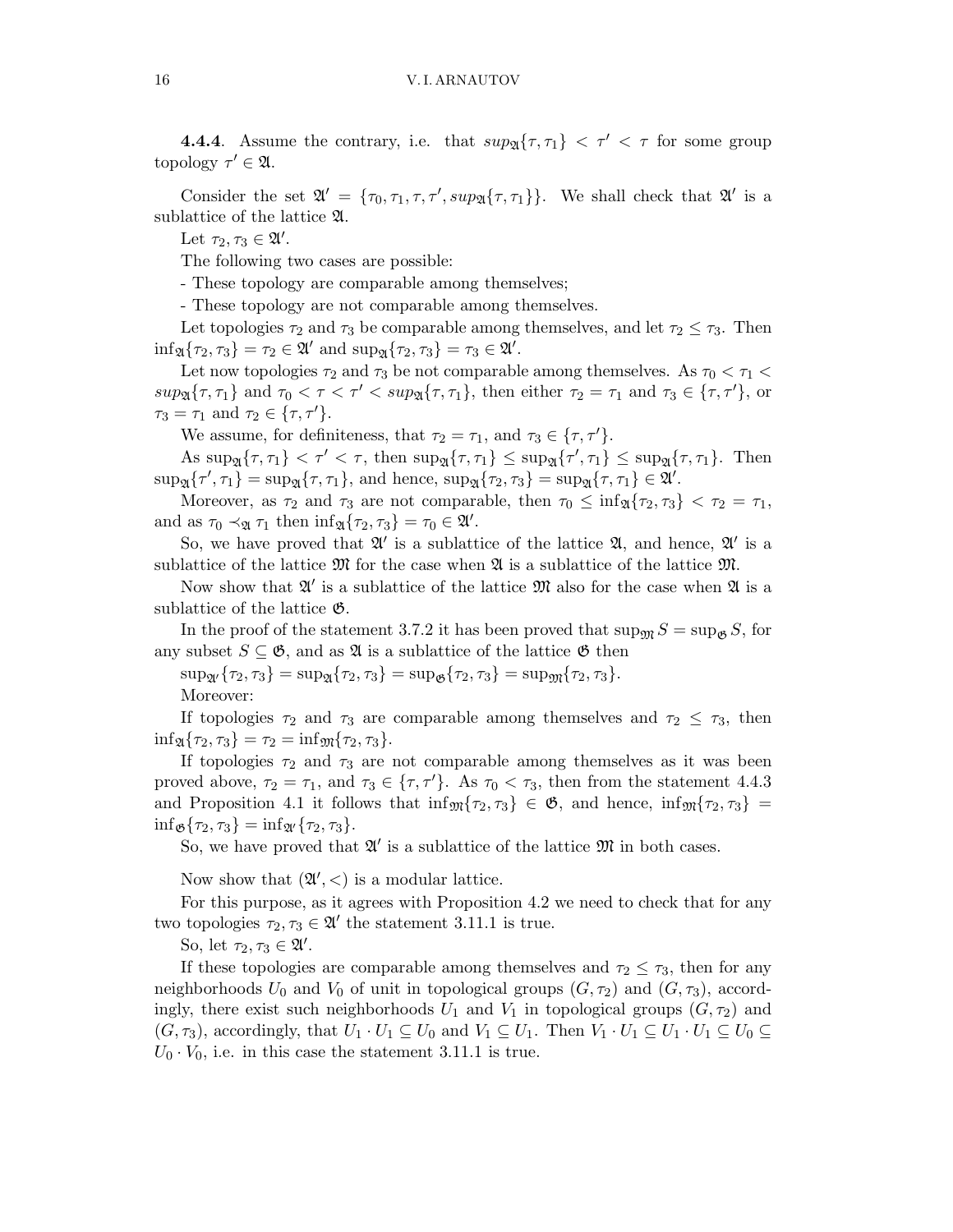**4.4.4**. Assume the contrary, i.e. that $sup_{\mathfrak{A}}\{\tau, \tau_1\} < \tau' < \tau$ for some group topology $\tau' \in \mathfrak{A}$.

Consider the set $\mathfrak{A}' = \{\tau_0, \tau_1, \tau, \tau', sup_{\mathfrak{A}}\{\tau, \tau_1\}\}$. We shall check that $\mathfrak{A}'$ is a sublattice of the lattice $\mathfrak{A}$.

Let $\tau_2, \tau_3 \in \mathfrak{A}'$.

The following two cases are possible:

- These topology are comparable among themselves;

- These topology are not comparable among themselves.

Let topologies $\tau_2$ and $\tau_3$ be comparable among themselves, and let $\tau_2 \leq \tau_3$. Then $\inf_{\mathfrak{A}}\{\tau_2, \tau_3\} = \tau_2 \in \mathfrak{A}'$ and $\sup_{\mathfrak{A}}\{\tau_2, \tau_3\} = \tau_3 \in \mathfrak{A}'$.

Let now topologies $\tau_2$ and $\tau_3$ be not comparable among themselves. As $\tau_0 < \tau_1 < sup_{\mathfrak{A}}\{\tau, \tau_1\}$ and $\tau_0 < \tau < \tau' < sup_{\mathfrak{A}}\{\tau, \tau_1\}$, then either $\tau_2 = \tau_1$ and $\tau_3 \in \{\tau, \tau'\}$, or $\tau_3 = \tau_1$ and $\tau_2 \in \{\tau, \tau'\}$.

We assume, for definiteness, that $\tau_2 = \tau_1$, and $\tau_3 \in \{\tau, \tau'\}$.

As $\sup_{\mathfrak{A}}\{\tau, \tau_1\} < \tau' < \tau$, then $\sup_{\mathfrak{A}}\{\tau, \tau_1\} \leq \sup_{\mathfrak{A}}\{\tau', \tau_1\} \leq \sup_{\mathfrak{A}}\{\tau, \tau_1\}$. Then $\sup_{\mathfrak{A}}\{\tau', \tau_1\} = \sup_{\mathfrak{A}}\{\tau, \tau_1\}$, and hence, $\sup_{\mathfrak{A}}\{\tau_2, \tau_3\} = \sup_{\mathfrak{A}}\{\tau, \tau_1\} \in \mathfrak{A}'$.

Moreover, as $\tau_2$ and $\tau_3$ are not comparable, then $\tau_0 \leq \inf_{\mathfrak{A}}\{\tau_2, \tau_3\} < \tau_2 = \tau_1$, and as $\tau_0 \prec_{\mathfrak{A}} \tau_1$ then $\inf_{\mathfrak{A}}\{\tau_2, \tau_3\} = \tau_0 \in \mathfrak{A}'$.

So, we have proved that $\mathfrak{A}'$ is a sublattice of the lattice $\mathfrak{A}$, and hence, $\mathfrak{A}'$ is a sublattice of the lattice $\mathfrak{M}$ for the case when $\mathfrak{A}$ is a sublattice of the lattice $\mathfrak{M}$.

Now show that $\mathfrak{A}'$ is a sublattice of the lattice $\mathfrak{M}$ also for the case when $\mathfrak{A}$ is a sublattice of the lattice $\mathfrak{G}$.

In the proof of the statement 3.7.2 it has been proved that $\sup_{\mathfrak{M}} S = \sup_{\mathfrak{G}} S$, for any subset $S \subseteq \mathfrak{G}$, and as $\mathfrak{A}$ is a sublattice of the lattice $\mathfrak{G}$ then

$\sup_{\mathfrak{A}'}\{\tau_2, \tau_3\} = \sup_{\mathfrak{A}}\{\tau_2, \tau_3\} = \sup_{\mathfrak{G}}\{\tau_2, \tau_3\} = \sup_{\mathfrak{M}}\{\tau_2, \tau_3\}$.

Moreover:

If topologies $\tau_2$ and $\tau_3$ are comparable among themselves and $\tau_2 \leq \tau_3$, then $\inf_{\mathfrak{A}}\{\tau_2, \tau_3\} = \tau_2 = \inf_{\mathfrak{M}}\{\tau_2, \tau_3\}$.

If topologies $\tau_2$ and $\tau_3$ are not comparable among themselves as it was been proved above, $\tau_2 = \tau_1$, and $\tau_3 \in \{\tau, \tau'\}$. As $\tau_0 < \tau_3$, then from the statement 4.4.3 and Proposition 4.1 it follows that $\inf_{\mathfrak{M}}\{\tau_2, \tau_3\} \in \mathfrak{G}$, and hence, $\inf_{\mathfrak{M}}\{\tau_2, \tau_3\} = \inf_{\mathfrak{G}}\{\tau_2, \tau_3\} = \inf_{\mathfrak{A}'}\{\tau_2, \tau_3\}$.

So, we have proved that $\mathfrak{A}'$ is a sublattice of the lattice $\mathfrak{M}$ in both cases.

Now show that $(\mathfrak{A}', <)$ is a modular lattice.

For this purpose, as it agrees with Proposition 4.2 we need to check that for any two topologies $\tau_2, \tau_3 \in \mathfrak{A}'$ the statement 3.11.1 is true.

So, let $\tau_2, \tau_3 \in \mathfrak{A}'$.

If these topologies are comparable among themselves and $\tau_2 \leq \tau_3$, then for any neighborhoods $U_0$ and $V_0$ of unit in topological groups $(G, \tau_2)$ and $(G, \tau_3)$, accordingly, there exist such neighborhoods $U_1$ and $V_1$ in topological groups $(G, \tau_2)$ and $(G, \tau_3)$, accordingly, that $U_1 \cdot U_1 \subseteq U_0$ and $V_1 \subseteq U_1$. Then $V_1 \cdot U_1 \subseteq U_1 \cdot U_1 \subseteq U_0 \subseteq U_0 \cdot V_0$, i.e. in this case the statement 3.11.1 is true.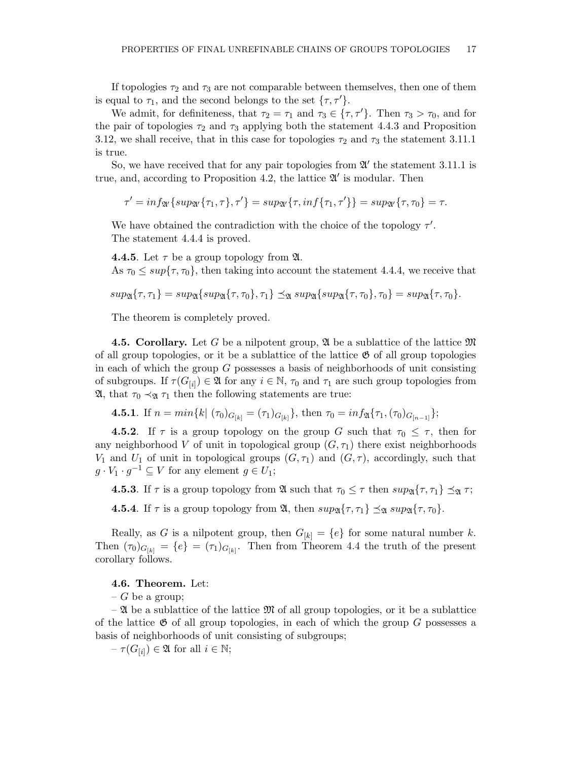If topologies $\tau_2$ and $\tau_3$ are not comparable between themselves, then one of them is equal to $\tau_1$, and the second belongs to the set $\{\tau, \tau'\}$.

We admit, for definiteness, that $\tau_2 = \tau_1$ and $\tau_3 \in \{\tau, \tau'\}$. Then $\tau_3 > \tau_0$, and for the pair of topologies $\tau_2$ and $\tau_3$ applying both the statement 4.4.3 and Proposition 3.12, we shall receive, that in this case for topologies $\tau_2$ and $\tau_3$ the statement 3.11.1 is true.

So, we have received that for any pair topologies from $\mathfrak{A}'$ the statement 3.11.1 is true, and, according to Proposition 4.2, the lattice $\mathfrak{A}'$ is modular. Then

$$\tau' = inf_{\mathfrak{A}'}\{sup_{\mathfrak{A}'}\{\tau_1, \tau\}, \tau'\} = sup_{\mathfrak{A}'}\{\tau, inf\{\tau_1, \tau'\}\} = sup_{\mathfrak{A}'}\{\tau, \tau_0\} = \tau.$$

We have obtained the contradiction with the choice of the topology $\tau'$.
The statement 4.4.4 is proved.

**4.4.5**. Let $\tau$ be a group topology from $\mathfrak{A}$.
As $\tau_0 \leq sup\{\tau, \tau_0\}$, then taking into account the statement 4.4.4, we receive that

$$sup_{\mathfrak{A}}\{\tau, \tau_1\} = sup_{\mathfrak{A}}\{sup_{\mathfrak{A}}\{\tau, \tau_0\}, \tau_1\} \preceq_{\mathfrak{A}} sup_{\mathfrak{A}}\{sup_{\mathfrak{A}}\{\tau, \tau_0\}, \tau_0\} = sup_{\mathfrak{A}}\{\tau, \tau_0\}.$$

The theorem is completely proved.

**4.5. Corollary.** Let $G$ be a nilpotent group, $\mathfrak{A}$ be a sublattice of the lattice $\mathfrak{M}$ of all group topologies, or it be a sublattice of the lattice $\mathfrak{G}$ of all group topologies in each of which the group $G$ possesses a basis of neighborhoods of unit consisting of subgroups. If $\tau(G_{[i]}) \in \mathfrak{A}$ for any $i \in \mathbb{N}$, $\tau_0$ and $\tau_1$ are such group topologies from $\mathfrak{A}$, that $\tau_0 \prec_{\mathfrak{A}} \tau_1$ then the following statements are true:

**4.5.1**. If $n = min\{k| \, (\tau_0)_{G_{[k]}} = (\tau_1)_{G_{[k]}}\}$, then $\tau_0 = inf_{\mathfrak{A}}\{\tau_1, (\tau_0)_{G_{[n-1]}}\}$;

**4.5.2**. If $\tau$ is a group topology on the group $G$ such that $\tau_0 \leq \tau$, then for any neighborhood $V$ of unit in topological group $(G, \tau_1)$ there exist neighborhoods $V_1$ and $U_1$ of unit in topological groups $(G, \tau_1)$ and $(G, \tau)$, accordingly, such that $g \cdot V_1 \cdot g^{-1} \subseteq V$ for any element $g \in U_1$;

**4.5.3**. If $\tau$ is a group topology from $\mathfrak{A}$ such that $\tau_0 \leq \tau$ then $sup_{\mathfrak{A}}\{\tau, \tau_1\} \preceq_{\mathfrak{A}} \tau$;

**4.5.4**. If $\tau$ is a group topology from $\mathfrak{A}$, then $sup_{\mathfrak{A}}\{\tau, \tau_1\} \preceq_{\mathfrak{A}} sup_{\mathfrak{A}}\{\tau, \tau_0\}$.

Really, as $G$ is a nilpotent group, then $G_{[k]} = \{e\}$ for some natural number $k$. Then $(\tau_0)_{G_{[k]}} = \{e\} = (\tau_1)_{G_{[k]}}$. Then from Theorem 4.4 the truth of the present corollary follows.

**4.6. Theorem.** Let:

– $G$ be a group;

– $\mathfrak{A}$ be a sublattice of the lattice $\mathfrak{M}$ of all group topologies, or it be a sublattice of the lattice $\mathfrak{G}$ of all group topologies, in each of which the group $G$ possesses a basis of neighborhoods of unit consisting of subgroups;

– $\tau(G_{[i]}) \in \mathfrak{A}$ for all $i \in \mathbb{N}$;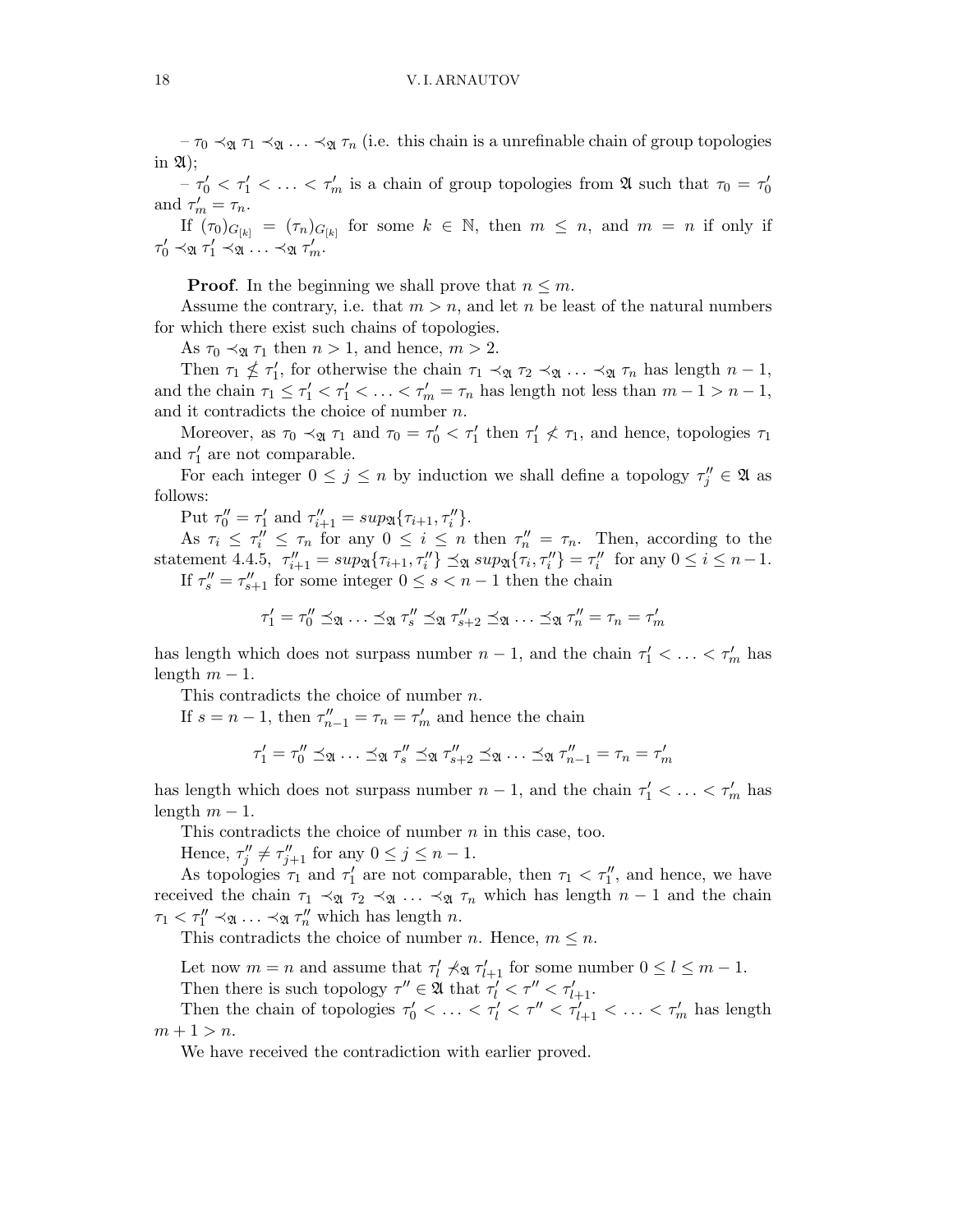– $\tau_0 \prec_{\mathfrak{A}} \tau_1 \prec_{\mathfrak{A}} \ldots \prec_{\mathfrak{A}} \tau_n$ (i.e. this chain is a unrefinable chain of group topologies in $\mathfrak{A}$);

– $\tau'_0 < \tau'_1 < \ldots < \tau'_m$ is a chain of group topologies from $\mathfrak{A}$ such that $\tau_0 = \tau'_0$ and $\tau'_m = \tau_n$.

If $(\tau_0)_{G_{[k]}} = (\tau_n)_{G_{[k]}}$ for some $k \in \mathbb{N}$, then $m \leq n$, and $m = n$ if only if $\tau'_0 \prec_{\mathfrak{A}} \tau'_1 \prec_{\mathfrak{A}} \ldots \prec_{\mathfrak{A}} \tau'_m$.

**Proof**. In the beginning we shall prove that $n \leq m$.

Assume the contrary, i.e. that $m > n$, and let $n$ be least of the natural numbers for which there exist such chains of topologies.

As $\tau_0 \prec_{\mathfrak{A}} \tau_1$ then $n > 1$, and hence, $m > 2$.

Then $\tau_1 \not\leq \tau'_1$, for otherwise the chain $\tau_1 \prec_{\mathfrak{A}} \tau_2 \prec_{\mathfrak{A}} \ldots \prec_{\mathfrak{A}} \tau_n$ has length $n-1$, and the chain $\tau_1 \leq \tau'_1 < \tau'_1 < \ldots < \tau'_m = \tau_n$ has length not less than $m - 1 > n - 1$, and it contradicts the choice of number $n$.

Moreover, as $\tau_0 \prec_{\mathfrak{A}} \tau_1$ and $\tau_0 = \tau'_0 < \tau'_1$ then $\tau'_1 \not< \tau_1$, and hence, topologies $\tau_1$ and $\tau'_1$ are not comparable.

For each integer $0 \leq j \leq n$ by induction we shall define a topology $\tau''_j \in \mathfrak{A}$ as follows:

Put $\tau''_0 = \tau'_1$ and $\tau''_{i+1} = sup_{\mathfrak{A}}\{\tau_{i+1}, \tau''_i\}$.

As $\tau_i \leq \tau''_i \leq \tau_n$ for any $0 \leq i \leq n$ then $\tau''_n = \tau_n$. Then, according to the statement 4.4.5, $\tau''_{i+1} = sup_{\mathfrak{A}}\{\tau_{i+1}, \tau''_i\} \preceq_{\mathfrak{A}} sup_{\mathfrak{A}}\{\tau_i, \tau''_i\} = \tau''_i$ for any $0 \leq i \leq n-1$.

If $\tau''_s = \tau''_{s+1}$ for some integer $0 \leq s < n-1$ then the chain

$$\tau'_1 = \tau''_0 \preceq_{\mathfrak{A}} \ldots \preceq_{\mathfrak{A}} \tau''_s \preceq_{\mathfrak{A}} \tau''_{s+2} \preceq_{\mathfrak{A}} \ldots \preceq_{\mathfrak{A}} \tau''_n = \tau_n = \tau'_m$$

has length which does not surpass number $n - 1$, and the chain $\tau'_1 < \ldots < \tau'_m$ has length $m - 1$.

This contradicts the choice of number $n$.

If $s = n - 1$, then $\tau''_{n-1} = \tau_n = \tau'_m$ and hence the chain

$$\tau'_1 = \tau''_0 \preceq_{\mathfrak{A}} \ldots \preceq_{\mathfrak{A}} \tau''_s \preceq_{\mathfrak{A}} \tau''_{s+2} \preceq_{\mathfrak{A}} \ldots \preceq_{\mathfrak{A}} \tau''_{n-1} = \tau_n = \tau'_m$$

has length which does not surpass number $n - 1$, and the chain $\tau'_1 < \ldots < \tau'_m$ has length $m - 1$.

This contradicts the choice of number $n$ in this case, too.

Hence, $\tau''_j \neq \tau''_{j+1}$ for any $0 \leq j \leq n - 1$.

As topologies $\tau_1$ and $\tau'_1$ are not comparable, then $\tau_1 < \tau''_1$, and hence, we have received the chain $\tau_1 \prec_{\mathfrak{A}} \tau_2 \prec_{\mathfrak{A}} \ldots \prec_{\mathfrak{A}} \tau_n$ which has length $n - 1$ and the chain $\tau_1 < \tau''_1 \prec_{\mathfrak{A}} \ldots \prec_{\mathfrak{A}} \tau''_n$ which has length $n$.

This contradicts the choice of number $n$. Hence, $m \leq n$.

Let now $m = n$ and assume that $\tau'_l \not\prec_{\mathfrak{A}} \tau'_{l+1}$ for some number $0 \leq l \leq m - 1$.

Then there is such topology $\tau'' \in \mathfrak{A}$ that $\tau'_l < \tau'' < \tau'_{l+1}$.

Then the chain of topologies $\tau'_0 < \ldots < \tau'_l < \tau'' < \tau'_{l+1} < \ldots < \tau'_m$ has length $m + 1 > n$.

We have received the contradiction with earlier proved.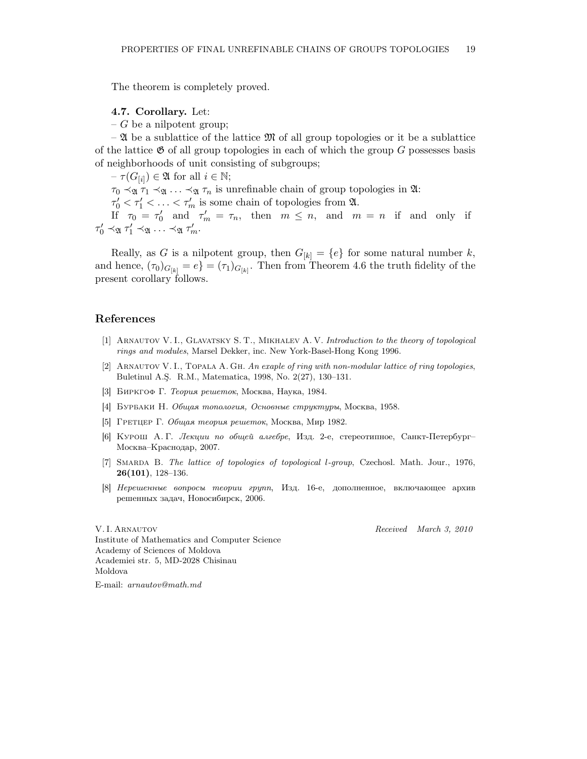The theorem is completely proved.

**4.7. Corollary.** Let:

– $G$ be a nilpotent group;

– $\mathfrak{A}$ be a sublattice of the lattice $\mathfrak{M}$ of all group topologies or it be a sublattice of the lattice $\mathfrak{G}$ of all group topologies in each of which the group $G$ possesses basis of neighborhoods of unit consisting of subgroups;

– $\tau(G_{[i]}) \in \mathfrak{A}$ for all $i \in \mathbb{N}$;

$\tau_0 \prec_{\mathfrak{A}} \tau_1 \prec_{\mathfrak{A}} \ldots \prec_{\mathfrak{A}} \tau_n$ is unrefinable chain of group topologies in $\mathfrak{A}$:

$\tau'_0 < \tau'_1 < \ldots < \tau'_m$ is some chain of topologies from $\mathfrak{A}$.

If $\tau_0 = \tau'_0$ and $\tau'_m = \tau_n$, then $m \leq n$, and $m = n$ if and only if $\tau'_0 \prec_{\mathfrak{A}} \tau'_1 \prec_{\mathfrak{A}} \ldots \prec_{\mathfrak{A}} \tau'_m$.

Really, as $G$ is a nilpotent group, then $G_{[k]} = \{e\}$ for some natural number $k$, and hence, $(\tau_0)_{G_{[k]}} = e\} = (\tau_1)_{G_{[k]}}$. Then from Theorem 4.6 the truth fidelity of the present corollary follows.

## References

[1] Arnautov V. I., Glavatsky S. T., Mikhalev A. V. *Introduction to the theory of topological rings and modules*, Marsel Dekker, inc. New York-Basel-Hong Kong 1996.

[2] Arnautov V. I., Topala A. Gh. *An exaple of ring with non-modular lattice of ring topologies*, Buletinul A.Ş. R.M., Matematica, 1998, No. 2(27), 130–131.

[3] Биркгоф Г. *Теория решеток*, Москва, Наука, 1984.

[4] Бурбаки Н. *Общая топология, Основные структуры*, Москва, 1958.

[5] Гретцер Г. *Общая теория решеток*, Москва, Мир 1982.

[6] Курош А. Г. *Лекции по общей алгебре*, Изд. 2-е, стереотипное, Санкт-Петербург–Москва–Краснодар, 2007.

[7] Smarda B. *The lattice of topologies of topological l-group*, Czechosl. Math. Jour., 1976, **26(101)**, 128–136.

[8] *Нерешенные вопросы теории групп*, Изд. 16-е, дополненное, включающее архив решенных задач, Новосибирск, 2006.

V. I. Arnautov
Institute of Mathematics and Computer Science
Academy of Sciences of Moldova
Academiei str. 5, MD-2028 Chisinau
Moldova

E-mail: *arnautov@math.md*

*Received March 3, 2010*